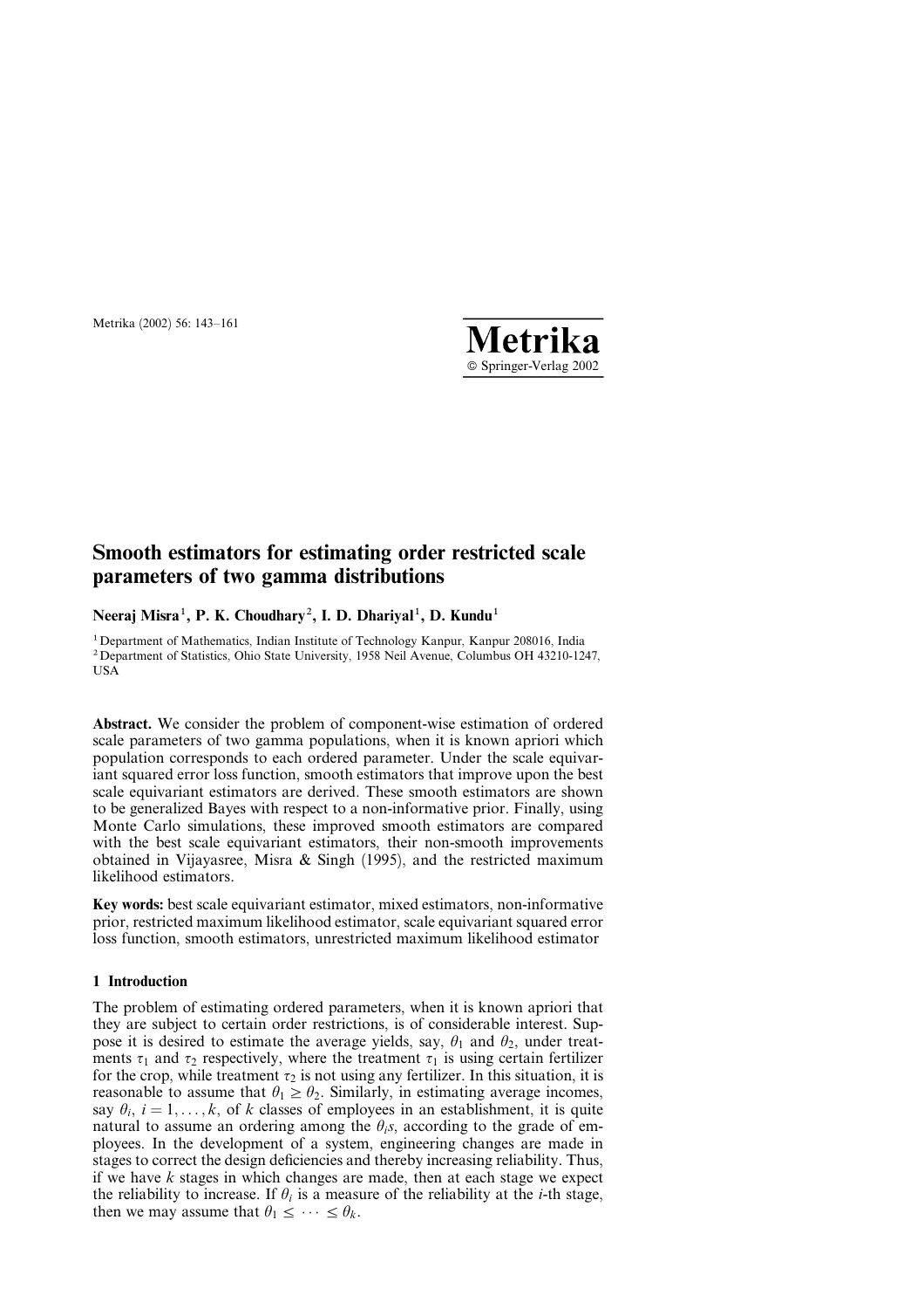# Smooth estimators for estimating order restricted scale parameters of two gamma distributions

**Neeraj Misra**[1], **P. K. Choudhary**[2], **I. D. Dhariyal**[1], **D. Kundu**[1]

[1] Department of Mathematics, Indian Institute of Technology Kanpur, Kanpur 208016, India
[2] Department of Statistics, Ohio State University, 1958 Neil Avenue, Columbus OH 43210-1247, USA

**Abstract.** We consider the problem of component-wise estimation of ordered scale parameters of two gamma populations, when it is known apriori which population corresponds to each ordered parameter. Under the scale equivariant squared error loss function, smooth estimators that improve upon the best scale equivariant estimators are derived. These smooth estimators are shown to be generalized Bayes with respect to a non-informative prior. Finally, using Monte Carlo simulations, these improved smooth estimators are compared with the best scale equivariant estimators, their non-smooth improvements obtained in Vijayasree, Misra & Singh (1995), and the restricted maximum likelihood estimators.

**Key words:** best scale equivariant estimator, mixed estimators, non-informative prior, restricted maximum likelihood estimator, scale equivariant squared error loss function, smooth estimators, unrestricted maximum likelihood estimator

## 1 Introduction

The problem of estimating ordered parameters, when it is known apriori that they are subject to certain order restrictions, is of considerable interest. Suppose it is desired to estimate the average yields, say, $\theta_1$ and $\theta_2$, under treatments $\tau_1$ and $\tau_2$ respectively, where the treatment $\tau_1$ is using certain fertilizer for the crop, while treatment $\tau_2$ is not using any fertilizer. In this situation, it is reasonable to assume that $\theta_1 \geq \theta_2$. Similarly, in estimating average incomes, say $\theta_i$, $i = 1, \ldots, k$, of $k$ classes of employees in an establishment, it is quite natural to assume an ordering among the $\theta_i$s, according to the grade of employees. In the development of a system, engineering changes are made in stages to correct the design deficiencies and thereby increasing reliability. Thus, if we have $k$ stages in which changes are made, then at each stage we expect the reliability to increase. If $\theta_i$ is a measure of the reliability at the $i$-th stage, then we may assume that $\theta_1 \leq \cdots \leq \theta_k$.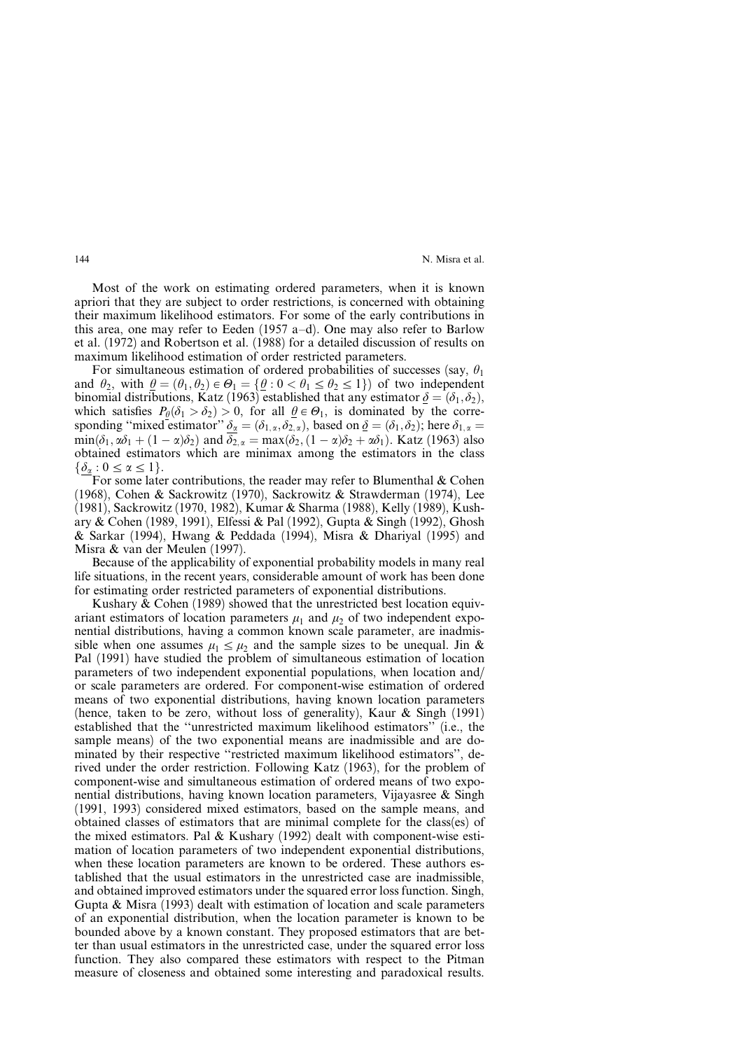Most of the work on estimating ordered parameters, when it is known apriori that they are subject to order restrictions, is concerned with obtaining their maximum likelihood estimators. For some of the early contributions in this area, one may refer to Eeden (1957 a–d). One may also refer to Barlow et al. (1972) and Robertson et al. (1988) for a detailed discussion of results on maximum likelihood estimation of order restricted parameters.

For simultaneous estimation of ordered probabilities of successes (say, $\theta_1$ and $\theta_2$, with $\underline{\theta} = (\theta_1, \theta_2) \in \Theta_1 = \{\underline{\theta} : 0 < \theta_1 \leq \theta_2 \leq 1\}$) of two independent binomial distributions, Katz (1963) established that any estimator $\underline{\delta} = (\delta_1, \delta_2)$, which satisfies $P_{\underline{\theta}}(\delta_1 > \delta_2) > 0$, for all $\underline{\theta} \in \Theta_1$, is dominated by the corresponding "mixed estimator" $\underline{\delta_\alpha} = (\delta_{1,\alpha}, \delta_{2,\alpha})$, based on $\underline{\delta} = (\delta_1, \delta_2)$; here $\delta_{1,\alpha} = \min(\delta_1, \alpha\delta_1 + (1-\alpha)\delta_2)$ and $\delta_{2,\alpha} = \max(\delta_2, (1-\alpha)\delta_2 + \alpha\delta_1)$. Katz (1963) also obtained estimators which are minimax among the estimators in the class $\{\underline{\delta_\alpha} : 0 \leq \alpha \leq 1\}$.

For some later contributions, the reader may refer to Blumenthal & Cohen (1968), Cohen & Sackrowitz (1970), Sackrowitz & Strawderman (1974), Lee (1981), Sackrowitz (1970, 1982), Kumar & Sharma (1988), Kelly (1989), Kushary & Cohen (1989, 1991), Elfessi & Pal (1992), Gupta & Singh (1992), Ghosh & Sarkar (1994), Hwang & Peddada (1994), Misra & Dhariyal (1995) and Misra & van der Meulen (1997).

Because of the applicability of exponential probability models in many real life situations, in the recent years, considerable amount of work has been done for estimating order restricted parameters of exponential distributions.

Kushary & Cohen (1989) showed that the unrestricted best location equivariant estimators of location parameters $\mu_1$ and $\mu_2$ of two independent exponential distributions, having a common known scale parameter, are inadmissible when one assumes $\mu_1 \leq \mu_2$ and the sample sizes to be unequal. Jin & Pal (1991) have studied the problem of simultaneous estimation of location parameters of two independent exponential populations, when location and/or scale parameters are ordered. For component-wise estimation of ordered means of two exponential distributions, having known location parameters (hence, taken to be zero, without loss of generality), Kaur & Singh (1991) established that the "unrestricted maximum likelihood estimators" (i.e., the sample means) of the two exponential means are inadmissible and are dominated by their respective "restricted maximum likelihood estimators", derived under the order restriction. Following Katz (1963), for the problem of component-wise and simultaneous estimation of ordered means of two exponential distributions, having known location parameters, Vijayasree & Singh (1991, 1993) considered mixed estimators, based on the sample means, and obtained classes of estimators that are minimal complete for the class(es) of the mixed estimators. Pal & Kushary (1992) dealt with component-wise estimation of location parameters of two independent exponential distributions, when these location parameters are known to be ordered. These authors established that the usual estimators in the unrestricted case are inadmissible, and obtained improved estimators under the squared error loss function. Singh, Gupta & Misra (1993) dealt with estimation of location and scale parameters of an exponential distribution, when the location parameter is known to be bounded above by a known constant. They proposed estimators that are better than usual estimators in the unrestricted case, under the squared error loss function. They also compared these estimators with respect to the Pitman measure of closeness and obtained some interesting and paradoxical results.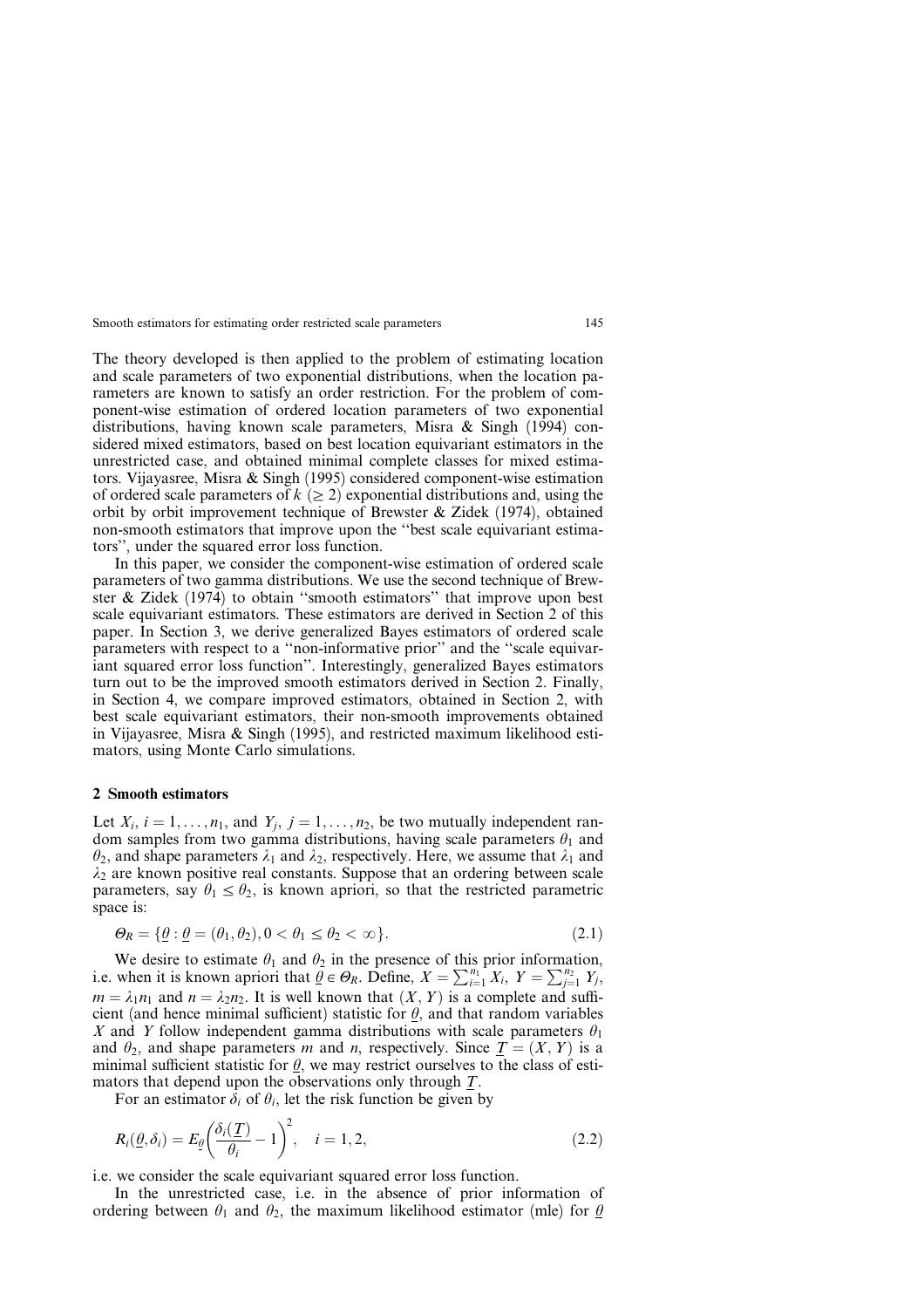The theory developed is then applied to the problem of estimating location and scale parameters of two exponential distributions, when the location parameters are known to satisfy an order restriction. For the problem of component-wise estimation of ordered location parameters of two exponential distributions, having known scale parameters, Misra & Singh (1994) considered mixed estimators, based on best location equivariant estimators in the unrestricted case, and obtained minimal complete classes for mixed estimators. Vijayasree, Misra & Singh (1995) considered component-wise estimation of ordered scale parameters of $k$ $(\geq 2)$ exponential distributions and, using the orbit by orbit improvement technique of Brewster & Zidek (1974), obtained non-smooth estimators that improve upon the "best scale equivariant estimators", under the squared error loss function.

In this paper, we consider the component-wise estimation of ordered scale parameters of two gamma distributions. We use the second technique of Brewster & Zidek (1974) to obtain "smooth estimators" that improve upon best scale equivariant estimators. These estimators are derived in Section 2 of this paper. In Section 3, we derive generalized Bayes estimators of ordered scale parameters with respect to a "non-informative prior" and the "scale equivariant squared error loss function". Interestingly, generalized Bayes estimators turn out to be the improved smooth estimators derived in Section 2. Finally, in Section 4, we compare improved estimators, obtained in Section 2, with best scale equivariant estimators, their non-smooth improvements obtained in Vijayasree, Misra & Singh (1995), and restricted maximum likelihood estimators, using Monte Carlo simulations.

## 2 Smooth estimators

Let $X_i$, $i = 1, \ldots, n_1$, and $Y_j$, $j = 1, \ldots, n_2$, be two mutually independent random samples from two gamma distributions, having scale parameters $\theta_1$ and $\theta_2$, and shape parameters $\lambda_1$ and $\lambda_2$, respectively. Here, we assume that $\lambda_1$ and $\lambda_2$ are known positive real constants. Suppose that an ordering between scale parameters, say $\theta_1 \leq \theta_2$, is known apriori, so that the restricted parametric space is:

$$\Theta_R = \{\underline{\theta} : \underline{\theta} = (\theta_1, \theta_2), 0 < \theta_1 \leq \theta_2 < \infty\}. \tag{2.1}$$

We desire to estimate $\theta_1$ and $\theta_2$ in the presence of this prior information, i.e. when it is known apriori that $\underline{\theta} \in \Theta_R$. Define, $X = \sum_{i=1}^{n_1} X_i$, $Y = \sum_{j=1}^{n_2} Y_j$, $m = \lambda_1 n_1$ and $n = \lambda_2 n_2$. It is well known that $(X, Y)$ is a complete and sufficient (and hence minimal sufficient) statistic for $\underline{\theta}$, and that random variables $X$ and $Y$ follow independent gamma distributions with scale parameters $\theta_1$ and $\theta_2$, and shape parameters $m$ and $n$, respectively. Since $\underline{T} = (X, Y)$ is a minimal sufficient statistic for $\underline{\theta}$, we may restrict ourselves to the class of estimators that depend upon the observations only through $\underline{T}$.

For an estimator $\delta_i$ of $\theta_i$, let the risk function be given by

$$R_i(\underline{\theta}, \delta_i) = E_{\underline{\theta}}\left(\frac{\delta_i(\underline{T})}{\theta_i} - 1\right)^2, \quad i = 1, 2, \tag{2.2}$$

i.e. we consider the scale equivariant squared error loss function.

In the unrestricted case, i.e. in the absence of prior information of ordering between $\theta_1$ and $\theta_2$, the maximum likelihood estimator (mle) for $\underline{\theta}$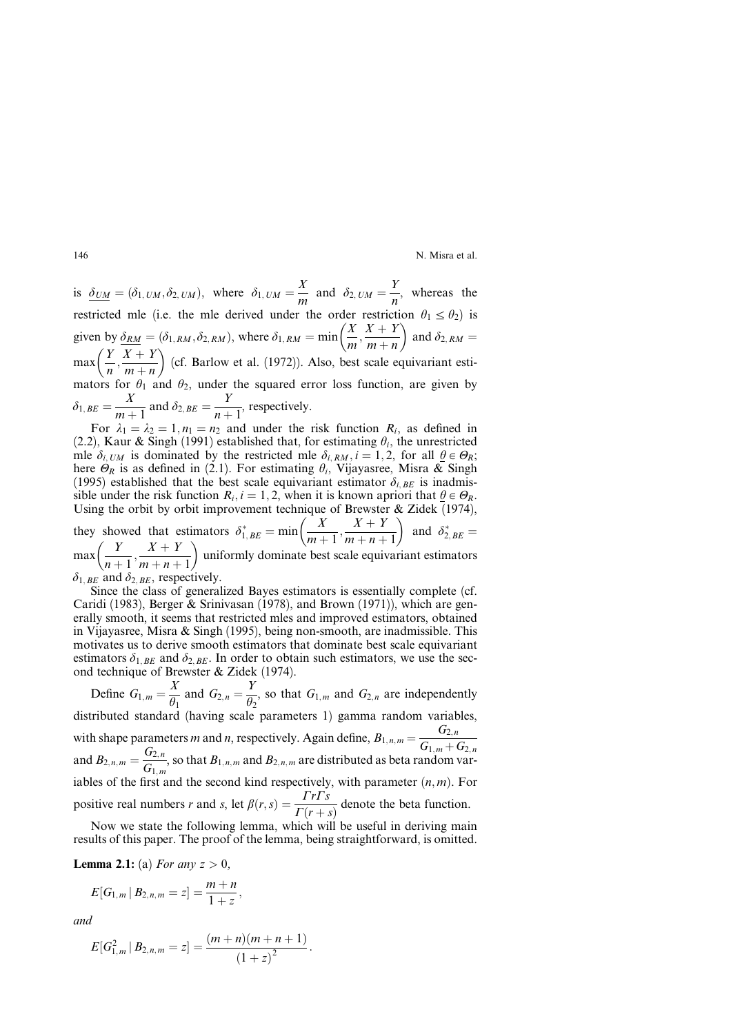is $\underline{\delta_{UM}} = (\delta_{1,UM}, \delta_{2,UM})$, where $\delta_{1,UM} = \dfrac{X}{m}$ and $\delta_{2,UM} = \dfrac{Y}{n}$, whereas the restricted mle (i.e. the mle derived under the order restriction $\theta_1 \leq \theta_2$) is given by $\underline{\delta_{RM}} = (\delta_{1,RM}, \delta_{2,RM})$, where $\delta_{1,RM} = \min\left(\dfrac{X}{m}, \dfrac{X+Y}{m+n}\right)$ and $\delta_{2,RM} = \max\left(\dfrac{Y}{n}, \dfrac{X+Y}{m+n}\right)$ (cf. Barlow et al. (1972)). Also, best scale equivariant estimators for $\theta_1$ and $\theta_2$, under the squared error loss function, are given by $\delta_{1,BE} = \dfrac{X}{m+1}$ and $\delta_{2,BE} = \dfrac{Y}{n+1}$, respectively.

For $\lambda_1 = \lambda_2 = 1, n_1 = n_2$ and under the risk function $R_i$, as defined in (2.2), Kaur & Singh (1991) established that, for estimating $\theta_i$, the unrestricted mle $\delta_{i,UM}$ is dominated by the restricted mle $\delta_{i,RM}, i = 1,2$, for all $\underline{\theta} \in \Theta_R$; here $\Theta_R$ is as defined in (2.1). For estimating $\theta_i$, Vijayasree, Misra & Singh (1995) established that the best scale equivariant estimator $\delta_{i,BE}$ is inadmissible under the risk function $R_i, i = 1,2$, when it is known apriori that $\underline{\theta} \in \Theta_R$. Using the orbit by orbit improvement technique of Brewster & Zidek (1974), they showed that estimators $\delta^*_{1,BE} = \min\left(\dfrac{X}{m+1}, \dfrac{X+Y}{m+n+1}\right)$ and $\delta^*_{2,BE} = \max\left(\dfrac{Y}{n+1}, \dfrac{X+Y}{m+n+1}\right)$ uniformly dominate best scale equivariant estimators $\delta_{1,BE}$ and $\delta_{2,BE}$, respectively.

Since the class of generalized Bayes estimators is essentially complete (cf. Caridi (1983), Berger & Srinivasan (1978), and Brown (1971)), which are generally smooth, it seems that restricted mles and improved estimators, obtained in Vijayasree, Misra & Singh (1995), being non-smooth, are inadmissible. This motivates us to derive smooth estimators that dominate best scale equivariant estimators $\delta_{1,BE}$ and $\delta_{2,BE}$. In order to obtain such estimators, we use the second technique of Brewster & Zidek (1974).

Define $G_{1,m} = \dfrac{X}{\theta_1}$ and $G_{2,n} = \dfrac{Y}{\theta_2}$, so that $G_{1,m}$ and $G_{2,n}$ are independently distributed standard (having scale parameters 1) gamma random variables, with shape parameters $m$ and $n$, respectively. Again define, $B_{1,n,m} = \dfrac{G_{2,n}}{G_{1,m} + G_{2,n}}$ and $B_{2,n,m} = \dfrac{G_{2,n}}{G_{1,m}}$, so that $B_{1,n,m}$ and $B_{2,n,m}$ are distributed as beta random variables of the first and the second kind respectively, with parameter $(n,m)$. For positive real numbers $r$ and $s$, let $\beta(r,s) = \dfrac{\Gamma r \Gamma s}{\Gamma(r+s)}$ denote the beta function.

Now we state the following lemma, which will be useful in deriving main results of this paper. The proof of the lemma, being straightforward, is omitted.

**Lemma 2.1:** (a) *For any* $z > 0$,

$$E[G_{1,m} \mid B_{2,n,m} = z] = \frac{m+n}{1+z},$$

*and*

$$E[G^2_{1,m} \mid B_{2,n,m} = z] = \frac{(m+n)(m+n+1)}{(1+z)^2}.$$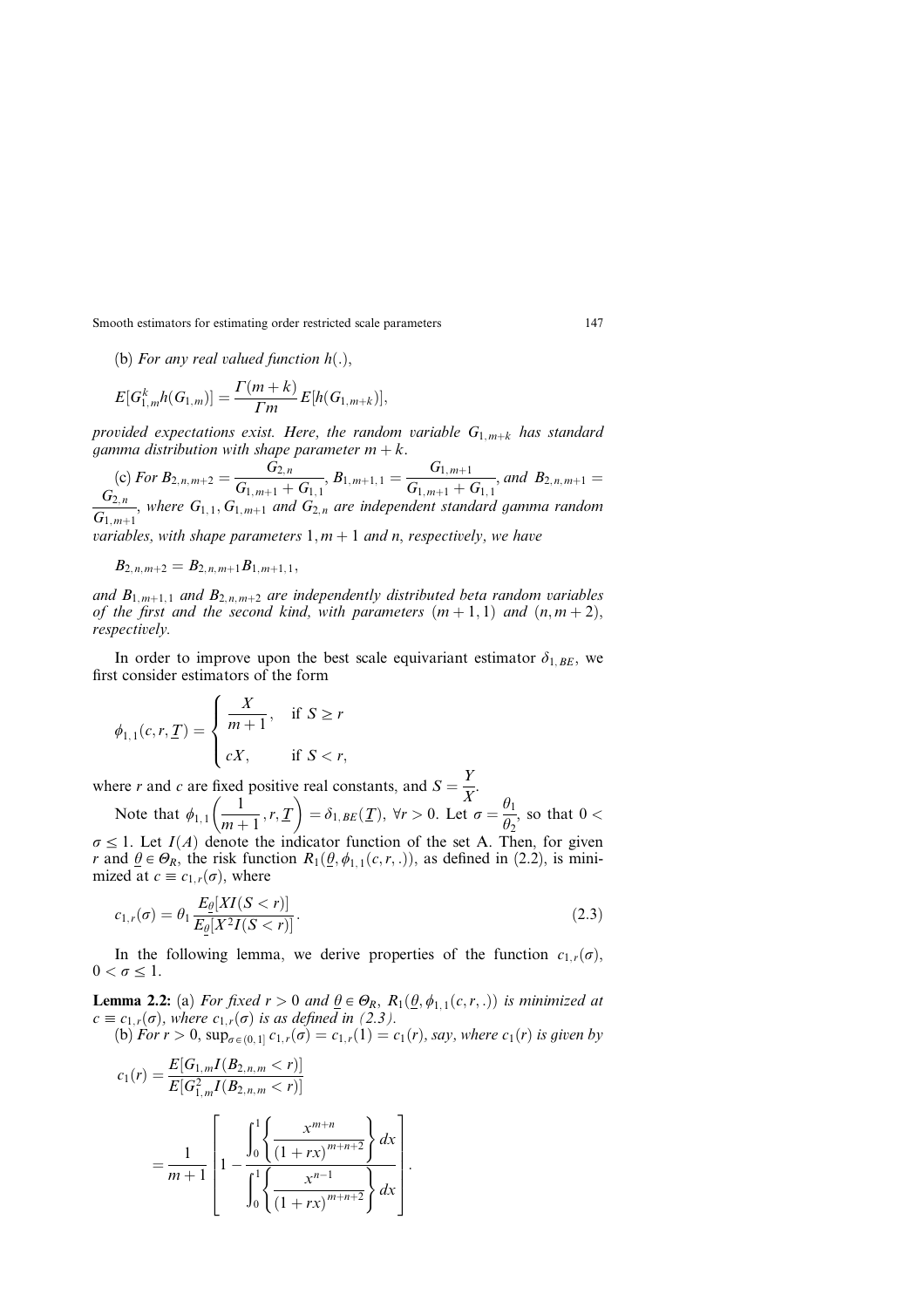(b) *For any real valued function* $h(.)$,

$$E[G_{1,m}^k h(G_{1,m})] = \frac{\Gamma(m+k)}{\Gamma m} E[h(G_{1,m+k})],$$

*provided expectations exist. Here, the random variable* $G_{1,m+k}$ *has standard gamma distribution with shape parameter* $m+k$.

(c) *For* $B_{2,n,m+2} = \dfrac{G_{2,n}}{G_{1,m+1} + G_{1,1}}$, $B_{1,m+1,1} = \dfrac{G_{1,m+1}}{G_{1,m+1} + G_{1,1}}$, *and* $B_{2,n,m+1} = \dfrac{G_{2,n}}{G_{1,m+1}}$, *where* $G_{1,1}, G_{1,m+1}$ *and* $G_{2,n}$ *are independent standard gamma random variables, with shape parameters* $1, m+1$ *and* $n$, *respectively, we have*

$$B_{2,n,m+2} = B_{2,n,m+1} B_{1,m+1,1},$$

*and* $B_{1,m+1,1}$ *and* $B_{2,n,m+2}$ *are independently distributed beta random variables of the first and the second kind, with parameters* $(m+1, 1)$ *and* $(n, m+2)$, *respectively.*

In order to improve upon the best scale equivariant estimator $\delta_{1,BE}$, we first consider estimators of the form

$$\phi_{1,1}(c, r, \underline{T}) = \begin{cases} \dfrac{X}{m+1}, & \text{if } S \geq r \\ cX, & \text{if } S < r, \end{cases}$$

where $r$ and $c$ are fixed positive real constants, and $S = \dfrac{Y}{X}$.

Note that $\phi_{1,1}\left(\dfrac{1}{m+1}, r, \underline{T}\right) = \delta_{1,BE}(\underline{T})$, $\forall r > 0$. Let $\sigma = \dfrac{\theta_1}{\theta_2}$, so that $0 < \sigma \leq 1$. Let $I(A)$ denote the indicator function of the set A. Then, for given $r$ and $\underline{\theta} \in \Theta_R$, the risk function $R_1(\underline{\theta}, \phi_{1,1}(c, r, .))$, as defined in (2.2), is minimized at $c \equiv c_{1,r}(\sigma)$, where

$$c_{1,r}(\sigma) = \theta_1 \frac{E_{\underline{\theta}}[XI(S < r)]}{E_{\underline{\theta}}[X^2 I(S < r)]}. \tag{2.3}$$

In the following lemma, we derive properties of the function $c_{1,r}(\sigma)$, $0 < \sigma \leq 1$.

**Lemma 2.2:** (a) *For fixed* $r > 0$ *and* $\underline{\theta} \in \Theta_R$, $R_1(\underline{\theta}, \phi_{1,1}(c, r, .))$ *is minimized at* $c \equiv c_{1,r}(\sigma)$, *where* $c_{1,r}(\sigma)$ *is as defined in (2.3).*

(b) *For* $r > 0$, $\sup_{\sigma \in (0,1]} c_{1,r}(\sigma) = c_{1,r}(1) = c_1(r)$, *say, where* $c_1(r)$ *is given by*

$$c_1(r) = \frac{E[G_{1,m} I(B_{2,n,m} < r)]}{E[G_{1,m}^2 I(B_{2,n,m} < r)]}$$

$$= \frac{1}{m+1} \left[ 1 - \frac{\displaystyle\int_0^1 \left\{ \frac{x^{m+n}}{(1+rx)^{m+n+2}} \right\} dx}{\displaystyle\int_0^1 \left\{ \frac{x^{n-1}}{(1+rx)^{m+n+2}} \right\} dx} \right].$$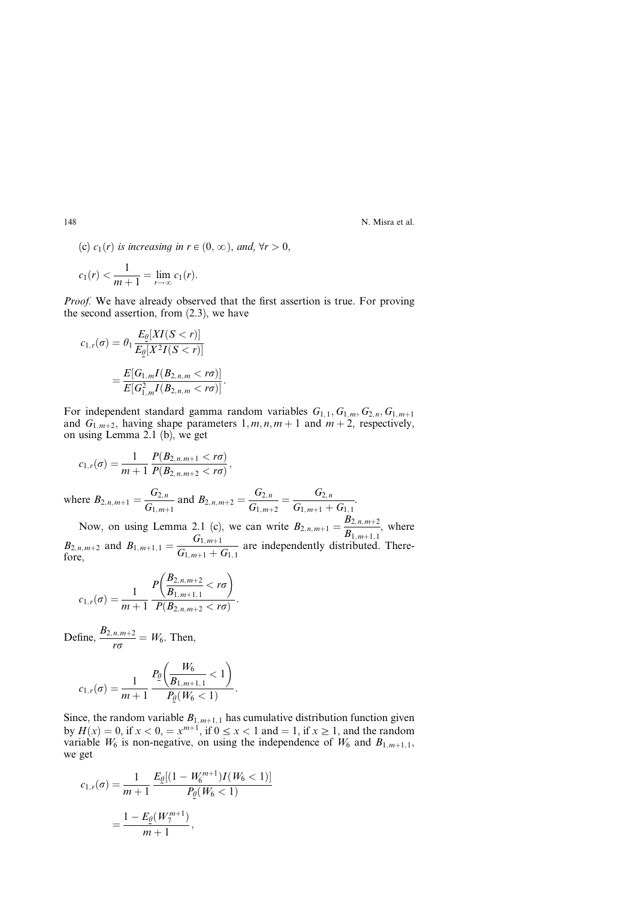(c) $c_1(r)$ *is increasing in* $r \in (0, \infty)$, *and*, $\forall r > 0$,

$$c_1(r) < \frac{1}{m+1} = \lim_{r \to \infty} c_1(r).$$

*Proof.* We have already observed that the first assertion is true. For proving the second assertion, from (2.3), we have

$$c_{1,r}(\sigma) = \theta_1 \frac{E_{\underline{\theta}}[XI(S < r)]}{E_{\underline{\theta}}[X^2 I(S < r)]}$$

$$= \frac{E[G_{1,m} I(B_{2,n,m} < r\sigma)]}{E[G_{1,m}^2 I(B_{2,n,m} < r\sigma)]}.$$

For independent standard gamma random variables $G_{1,1}, G_{1,m}, G_{2,n}, G_{1,m+1}$ and $G_{1,m+2}$, having shape parameters $1, m, n, m+1$ and $m+2$, respectively, on using Lemma 2.1 (b), we get

$$c_{1,r}(\sigma) = \frac{1}{m+1} \frac{P(B_{2,n,m+1} < r\sigma)}{P(B_{2,n,m+2} < r\sigma)},$$

where $B_{2,n,m+1} = \dfrac{G_{2,n}}{G_{1,m+1}}$ and $B_{2,n,m+2} = \dfrac{G_{2,n}}{G_{1,m+2}} = \dfrac{G_{2,n}}{G_{1,m+1} + G_{1,1}}$.

Now, on using Lemma 2.1 (c), we can write $B_{2,n,m+1} = \dfrac{B_{2,n,m+2}}{B_{1,m+1,1}}$, where $B_{2,n,m+2}$ and $B_{1,m+1,1} = \dfrac{G_{1,m+1}}{G_{1,m+1} + G_{1,1}}$ are independently distributed. Therefore,

$$c_{1,r}(\sigma) = \frac{1}{m+1} \frac{P\left(\dfrac{B_{2,n,m+2}}{B_{1,m+1,1}} < r\sigma\right)}{P(B_{2,n,m+2} < r\sigma)}.$$

Define, $\dfrac{B_{2,n,m+2}}{r\sigma} = W_6$. Then,

$$c_{1,r}(\sigma) = \frac{1}{m+1} \frac{P_{\underline{\theta}}\left(\dfrac{W_6}{B_{1,m+1,1}} < 1\right)}{P_{\underline{\theta}}(W_6 < 1)}.$$

Since, the random variable $B_{1,m+1,1}$ has cumulative distribution function given by $H(x) = 0$, if $x < 0$, $= x^{m+1}$, if $0 \le x < 1$ and $= 1$, if $x \ge 1$, and the random variable $W_6$ is non-negative, on using the independence of $W_6$ and $B_{1,m+1,1}$, we get

$$c_{1,r}(\sigma) = \frac{1}{m+1} \frac{E_{\underline{\theta}}[(1 - W_6^{m+1}) I(W_6 < 1)]}{P_{\underline{\theta}}(W_6 < 1)}$$

$$= \frac{1 - E_{\underline{\theta}}(W_7^{m+1})}{m+1},$$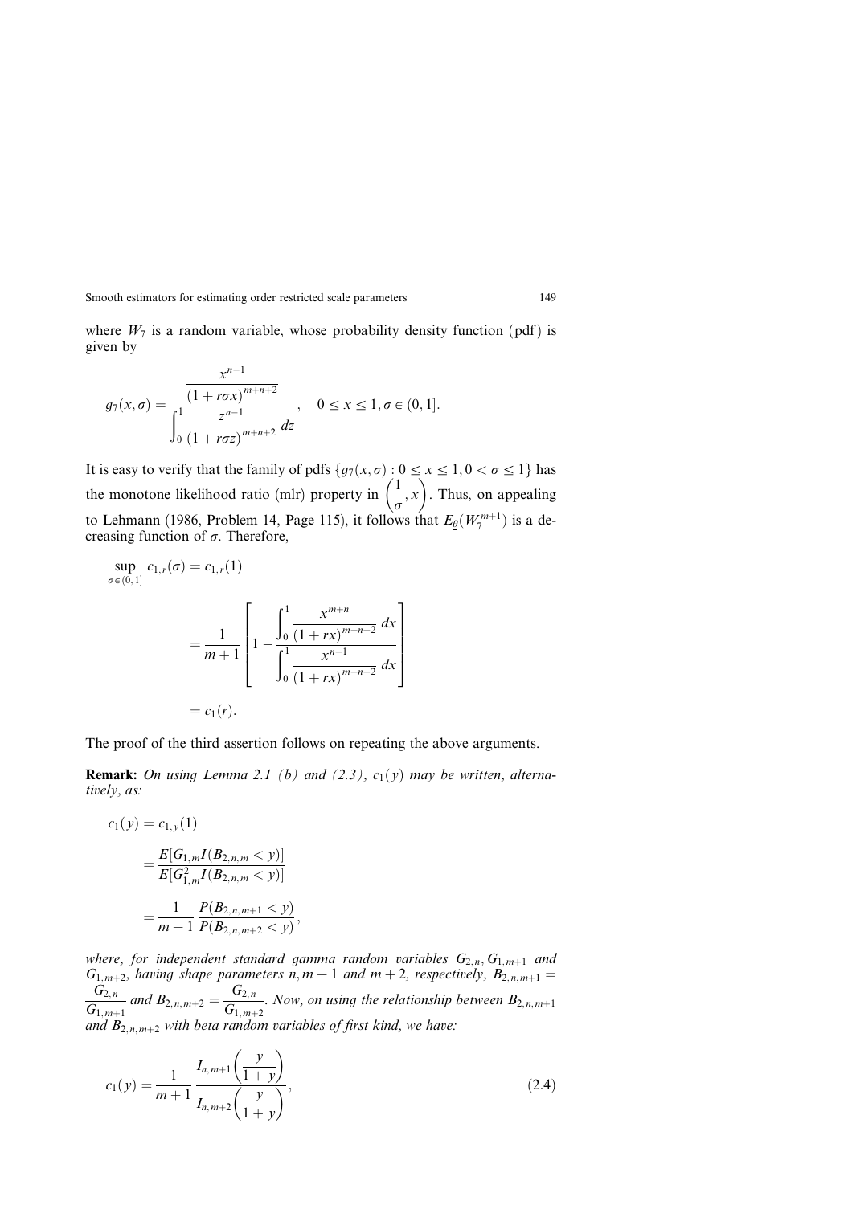where $W_7$ is a random variable, whose probability density function (pdf) is given by

$$g_7(x, \sigma) = \frac{\dfrac{x^{n-1}}{(1 + r\sigma x)^{m+n+2}}}{\displaystyle\int_0^1 \frac{z^{n-1}}{(1 + r\sigma z)^{m+n+2}}\, dz}, \quad 0 \leq x \leq 1, \sigma \in (0, 1].$$

It is easy to verify that the family of pdfs $\{g_7(x, \sigma) : 0 \leq x \leq 1, 0 < \sigma \leq 1\}$ has the monotone likelihood ratio (mlr) property in $\left(\dfrac{1}{\sigma}, x\right)$. Thus, on appealing to Lehmann (1986, Problem 14, Page 115), it follows that $E_{\underline{\theta}}(W_7^{m+1})$ is a decreasing function of $\sigma$. Therefore,

$$\begin{aligned}
\sup_{\sigma \in (0,1]} c_{1,r}(\sigma) &= c_{1,r}(1) \\
&= \frac{1}{m+1}\left[1 - \frac{\displaystyle\int_0^1 \frac{x^{m+n}}{(1+rx)^{m+n+2}}\, dx}{\displaystyle\int_0^1 \frac{x^{n-1}}{(1+rx)^{m+n+2}}\, dx}\right] \\
&= c_1(r).
\end{aligned}$$

The proof of the third assertion follows on repeating the above arguments.

**Remark:** *On using Lemma 2.1 (b) and (2.3), $c_1(y)$ may be written, alternatively, as:*

$$\begin{aligned}
c_1(y) &= c_{1,y}(1) \\
&= \frac{E[G_{1,m} I(B_{2,n,m} < y)]}{E[G_{1,m}^2 I(B_{2,n,m} < y)]} \\
&= \frac{1}{m+1} \frac{P(B_{2,n,m+1} < y)}{P(B_{2,n,m+2} < y)},
\end{aligned}$$

*where, for independent standard gamma random variables $G_{2,n}, G_{1,m+1}$ and $G_{1,m+2}$, having shape parameters $n, m+1$ and $m+2$, respectively, $B_{2,n,m+1} = \dfrac{G_{2,n}}{G_{1,m+1}}$ and $B_{2,n,m+2} = \dfrac{G_{2,n}}{G_{1,m+2}}$. Now, on using the relationship between $B_{2,n,m+1}$ and $B_{2,n,m+2}$ with beta random variables of first kind, we have:*

$$c_1(y) = \frac{1}{m+1} \frac{I_{n,m+1}\left(\dfrac{y}{1+y}\right)}{I_{n,m+2}\left(\dfrac{y}{1+y}\right)}, \tag{2.4}$$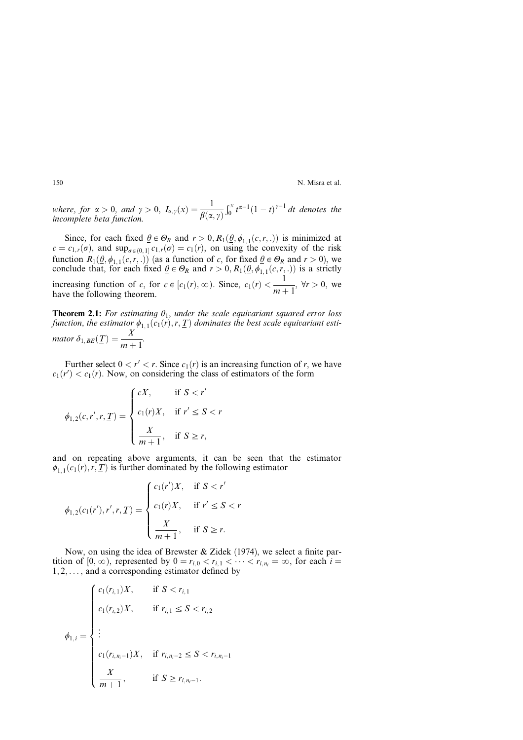*where, for* $\alpha > 0$, *and* $\gamma > 0$, $I_{\alpha,\gamma}(x) = \dfrac{1}{\beta(\alpha,\gamma)}\int_0^x t^{\alpha-1}(1-t)^{\gamma-1}\,dt$ *denotes the incomplete beta function.*

Since, for each fixed $\underline{\theta} \in \Theta_R$ and $r > 0$, $R_1(\underline{\theta}, \phi_{1,1}(c, r, .))$ is minimized at $c = c_{1,r}(\sigma)$, and $\sup_{\sigma \in (0,1]} c_{1,r}(\sigma) = c_1(r)$, on using the convexity of the risk function $R_1(\underline{\theta}, \phi_{1,1}(c, r, .))$ (as a function of $c$, for fixed $\underline{\theta} \in \Theta_R$ and $r > 0$), we conclude that, for each fixed $\underline{\theta} \in \Theta_R$ and $r > 0$, $R_1(\underline{\theta}, \phi_{1,1}(c, r, .))$ is a strictly increasing function of $c$, for $c \in [c_1(r), \infty)$. Since, $c_1(r) < \dfrac{1}{m+1}$, $\forall r > 0$, we have the following theorem.

**Theorem 2.1:** *For estimating* $\theta_1$, *under the scale equivariant squared error loss function, the estimator* $\phi_{1,1}(c_1(r), r, \underline{T})$ *dominates the best scale equivariant estimator* $\delta_{1,BE}(\underline{T}) = \dfrac{X}{m+1}$.

Further select $0 < r' < r$. Since $c_1(r)$ is an increasing function of $r$, we have $c_1(r') < c_1(r)$. Now, on considering the class of estimators of the form

$$\phi_{1,2}(c, r', r, \underline{T}) = \begin{cases} cX, & \text{if } S < r' \\ c_1(r)X, & \text{if } r' \le S < r \\ \dfrac{X}{m+1}, & \text{if } S \ge r, \end{cases}$$

and on repeating above arguments, it can be seen that the estimator $\phi_{1,1}(c_1(r), r, \underline{T})$ is further dominated by the following estimator

$$\phi_{1,2}(c_1(r'), r', r, \underline{T}) = \begin{cases} c_1(r')X, & \text{if } S < r' \\ c_1(r)X, & \text{if } r' \le S < r \\ \dfrac{X}{m+1}, & \text{if } S \ge r. \end{cases}$$

Now, on using the idea of Brewster & Zidek (1974), we select a finite partition of $[0, \infty)$, represented by $0 = r_{i,0} < r_{i,1} < \cdots < r_{i,n_i} = \infty$, for each $i = 1, 2, \ldots$, and a corresponding estimator defined by

$$\phi_{1,i} = \begin{cases} c_1(r_{i,1})X, & \text{if } S < r_{i,1} \\ c_1(r_{i,2})X, & \text{if } r_{i,1} \le S < r_{i,2} \\ \vdots & \\ c_1(r_{i,n_i-1})X, & \text{if } r_{i,n_i-2} \le S < r_{i,n_i-1} \\ \dfrac{X}{m+1}, & \text{if } S \ge r_{i,n_i-1}. \end{cases}$$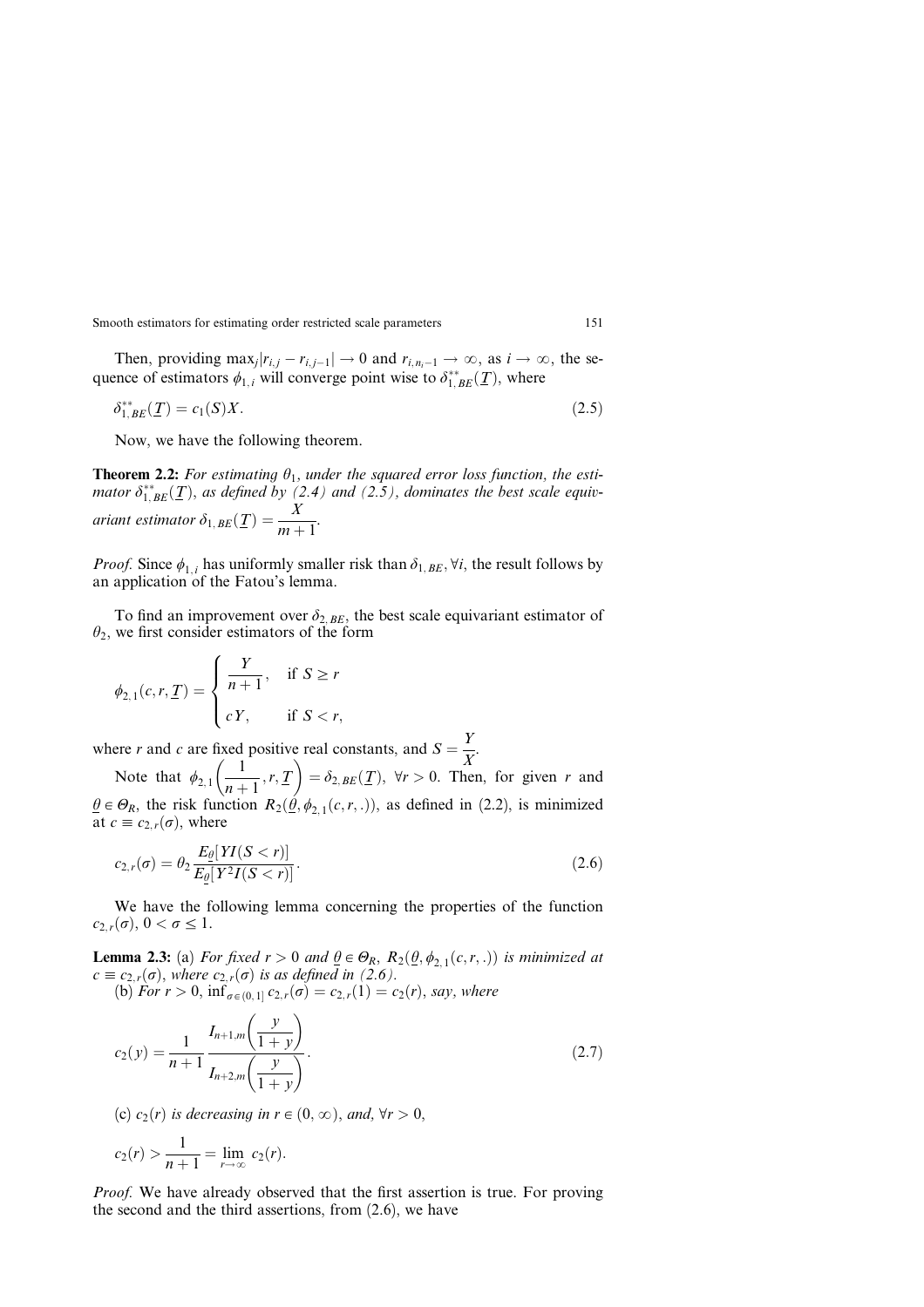Then, providing $\max_j |r_{i,j} - r_{i,j-1}| \to 0$ and $r_{i,n_i-1} \to \infty$, as $i \to \infty$, the sequence of estimators $\phi_{1,i}$ will converge point wise to $\delta^{**}_{1,BE}(\underline{T})$, where

$$\delta^{**}_{1,BE}(\underline{T}) = c_1(S)X. \tag{2.5}$$

Now, we have the following theorem.

**Theorem 2.2:** *For estimating $\theta_1$, under the squared error loss function, the estimator $\delta^{**}_{1,BE}(\underline{T})$, as defined by (2.4) and (2.5), dominates the best scale equivariant estimator $\delta_{1,BE}(\underline{T}) = \dfrac{X}{m+1}$.*

*Proof.* Since $\phi_{1,i}$ has uniformly smaller risk than $\delta_{1,BE}, \forall i$, the result follows by an application of the Fatou's lemma.

To find an improvement over $\delta_{2,BE}$, the best scale equivariant estimator of $\theta_2$, we first consider estimators of the form

$$\phi_{2,1}(c, r, \underline{T}) = \begin{cases} \dfrac{Y}{n+1}, & \text{if } S \geq r \\ cY, & \text{if } S < r, \end{cases}$$

where $r$ and $c$ are fixed positive real constants, and $S = \dfrac{Y}{X}$.

Note that $\phi_{2,1}\left(\dfrac{1}{n+1}, r, \underline{T}\right) = \delta_{2,BE}(\underline{T}),\ \forall r > 0$. Then, for given $r$ and $\underline{\theta} \in \Theta_R$, the risk function $R_2(\underline{\theta}, \phi_{2,1}(c, r, .))$, as defined in (2.2), is minimized at $c \equiv c_{2,r}(\sigma)$, where

$$c_{2,r}(\sigma) = \theta_2 \frac{E_{\underline{\theta}}[YI(S < r)]}{E_{\underline{\theta}}[Y^2 I(S < r)]}. \tag{2.6}$$

We have the following lemma concerning the properties of the function $c_{2,r}(\sigma)$, $0 < \sigma \leq 1$.

**Lemma 2.3:** (a) *For fixed $r > 0$ and $\underline{\theta} \in \Theta_R$, $R_2(\underline{\theta}, \phi_{2,1}(c, r, .))$ is minimized at $c \equiv c_{2,r}(\sigma)$, where $c_{2,r}(\sigma)$ is as defined in (2.6).*

(b) *For $r > 0$, $\inf_{\sigma \in (0,1]} c_{2,r}(\sigma) = c_{2,r}(1) = c_2(r)$, say, where*

$$c_2(y) = \frac{1}{n+1} \frac{I_{n+1,m}\left(\dfrac{y}{1+y}\right)}{I_{n+2,m}\left(\dfrac{y}{1+y}\right)}. \tag{2.7}$$

(c) *$c_2(r)$ is decreasing in $r \in (0, \infty)$, and, $\forall r > 0$,*

$$c_2(r) > \frac{1}{n+1} = \lim_{r \to \infty} c_2(r).$$

*Proof.* We have already observed that the first assertion is true. For proving the second and the third assertions, from (2.6), we have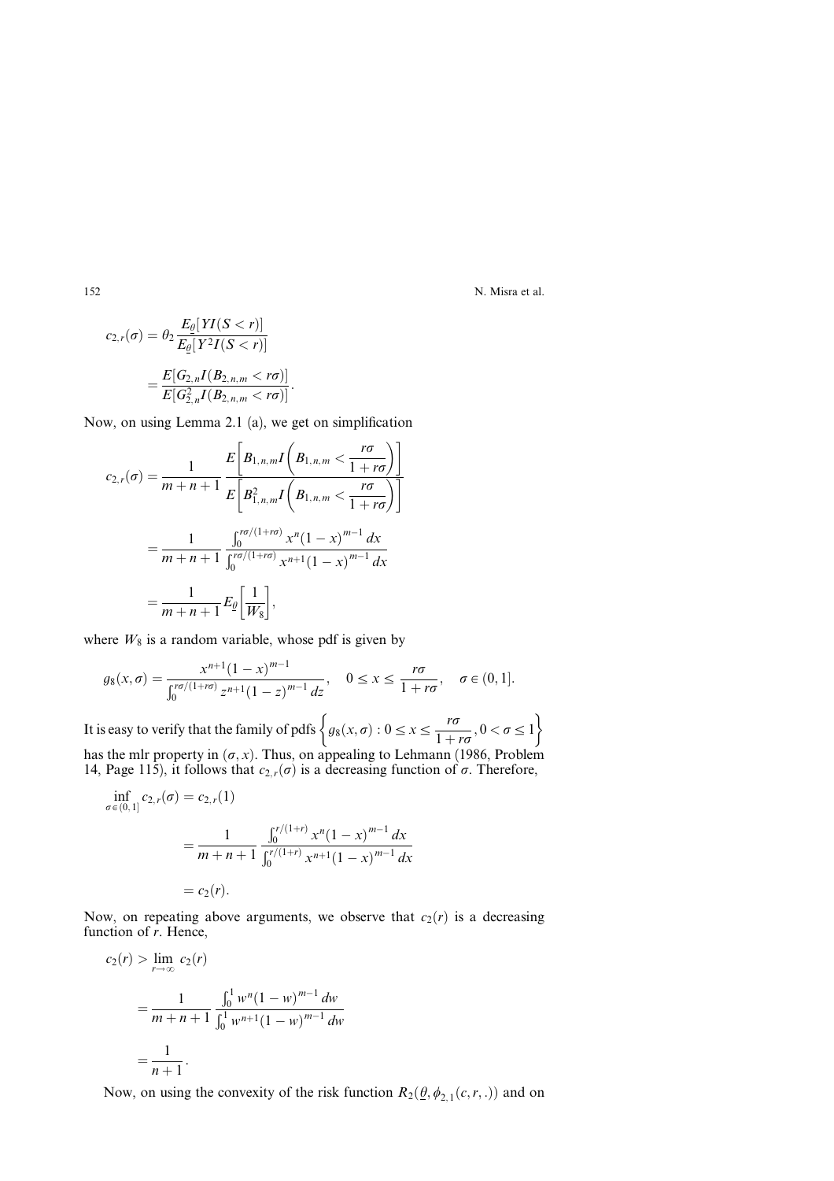$$
\begin{aligned}
c_{2,r}(\sigma) &= \theta_2 \frac{E_{\underline{\theta}}[YI(S<r)]}{E_{\underline{\theta}}[Y^2 I(S<r)]} \\
&= \frac{E[G_{2,n} I(B_{2,n,m} < r\sigma)]}{E[G_{2,n}^2 I(B_{2,n,m} < r\sigma)]}.
\end{aligned}
$$

Now, on using Lemma 2.1 (a), we get on simplification

$$
\begin{aligned}
c_{2,r}(\sigma) &= \frac{1}{m+n+1} \frac{E\left[B_{1,n,m} I\left(B_{1,n,m} < \dfrac{r\sigma}{1+r\sigma}\right)\right]}{E\left[B_{1,n,m}^2 I\left(B_{1,n,m} < \dfrac{r\sigma}{1+r\sigma}\right)\right]} \\
&= \frac{1}{m+n+1} \frac{\int_0^{r\sigma/(1+r\sigma)} x^n (1-x)^{m-1}\, dx}{\int_0^{r\sigma/(1+r\sigma)} x^{n+1} (1-x)^{m-1}\, dx} \\
&= \frac{1}{m+n+1} E_{\underline{\theta}}\left[\frac{1}{W_8}\right],
\end{aligned}
$$

where $W_8$ is a random variable, whose pdf is given by

$$
g_8(x,\sigma) = \frac{x^{n+1}(1-x)^{m-1}}{\int_0^{r\sigma/(1+r\sigma)} z^{n+1}(1-z)^{m-1}\, dz}, \quad 0 \le x \le \frac{r\sigma}{1+r\sigma}, \quad \sigma \in (0,1].
$$

It is easy to verify that the family of pdfs $\left\{ g_8(x,\sigma) : 0 \le x \le \dfrac{r\sigma}{1+r\sigma}, 0 < \sigma \le 1 \right\}$ has the mlr property in $(\sigma, x)$. Thus, on appealing to Lehmann (1986, Problem 14, Page 115), it follows that $c_{2,r}(\sigma)$ is a decreasing function of $\sigma$. Therefore,

$$
\begin{aligned}
\inf_{\sigma \in (0,1]} c_{2,r}(\sigma) &= c_{2,r}(1) \\
&= \frac{1}{m+n+1} \frac{\int_0^{r/(1+r)} x^n (1-x)^{m-1}\, dx}{\int_0^{r/(1+r)} x^{n+1} (1-x)^{m-1}\, dx} \\
&= c_2(r).
\end{aligned}
$$

Now, on repeating above arguments, we observe that $c_2(r)$ is a decreasing function of $r$. Hence,

$$
\begin{aligned}
c_2(r) &> \lim_{r \to \infty} c_2(r) \\
&= \frac{1}{m+n+1} \frac{\int_0^1 w^n (1-w)^{m-1}\, dw}{\int_0^1 w^{n+1} (1-w)^{m-1}\, dw} \\
&= \frac{1}{n+1}.
\end{aligned}
$$

Now, on using the convexity of the risk function $R_2(\underline{\theta}, \phi_{2,1}(c, r, .))$ and on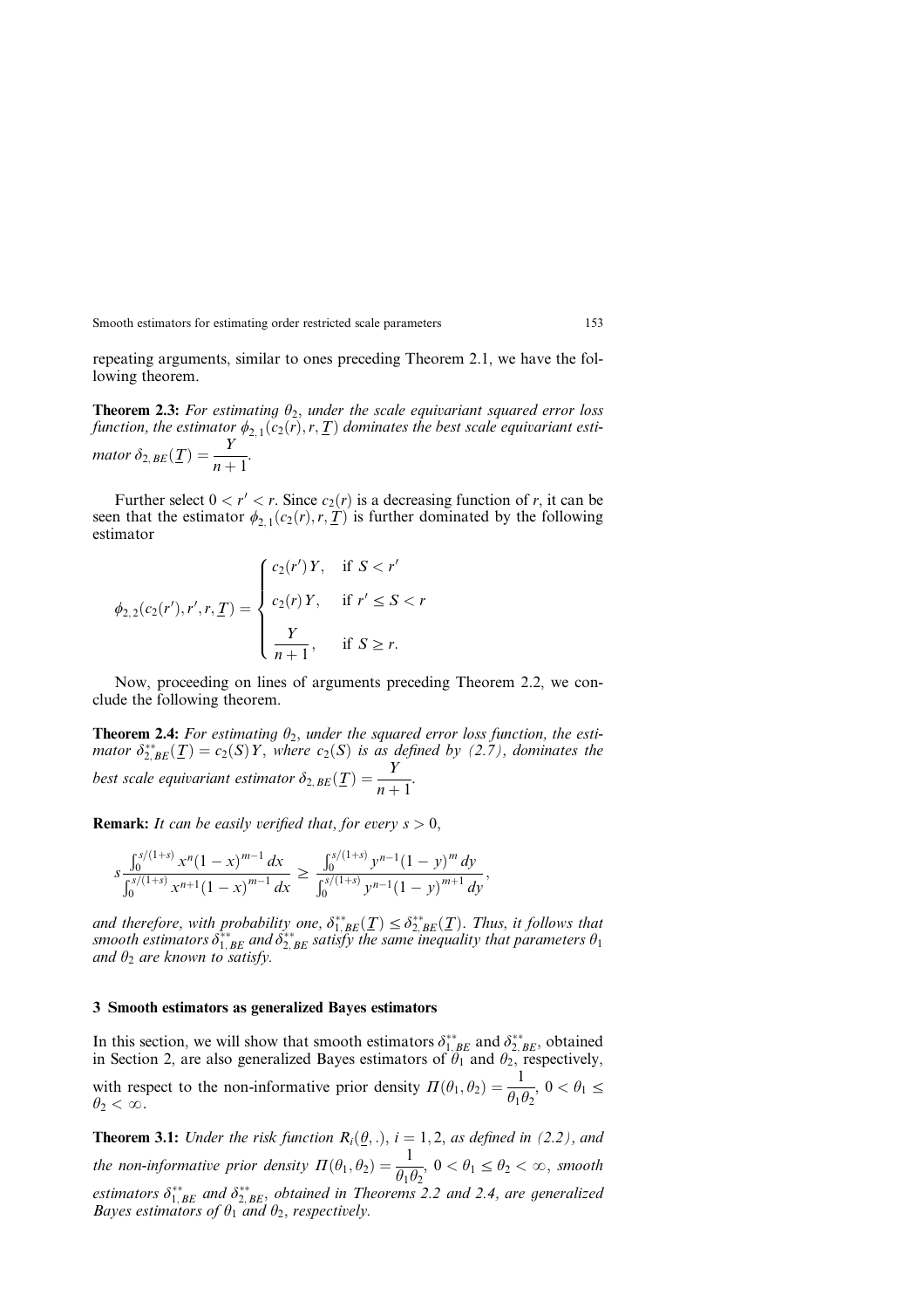repeating arguments, similar to ones preceding Theorem 2.1, we have the following theorem.

**Theorem 2.3:** *For estimating $\theta_2$, under the scale equivariant squared error loss function, the estimator $\phi_{2,1}(c_2(r), r, \underline{T})$ dominates the best scale equivariant estimator $\delta_{2,BE}(\underline{T}) = \dfrac{Y}{n+1}$.*

Further select $0 < r' < r$. Since $c_2(r)$ is a decreasing function of $r$, it can be seen that the estimator $\phi_{2,1}(c_2(r), r, \underline{T})$ is further dominated by the following estimator

$$
\phi_{2,2}(c_2(r'), r', r, \underline{T}) = \begin{cases} c_2(r')Y, & \text{if } S < r' \\ c_2(r)Y, & \text{if } r' \leq S < r \\ \dfrac{Y}{n+1}, & \text{if } S \geq r. \end{cases}
$$

Now, proceeding on lines of arguments preceding Theorem 2.2, we conclude the following theorem.

**Theorem 2.4:** *For estimating $\theta_2$, under the squared error loss function, the estimator $\delta^{**}_{2,BE}(\underline{T}) = c_2(S)Y$, where $c_2(S)$ is as defined by (2.7), dominates the best scale equivariant estimator $\delta_{2,BE}(\underline{T}) = \dfrac{Y}{n+1}$.*

**Remark:** *It can be easily verified that, for every $s > 0$,*

$$
s\frac{\int_0^{s/(1+s)} x^n(1-x)^{m-1}\,dx}{\int_0^{s/(1+s)} x^{n+1}(1-x)^{m-1}\,dx} \geq \frac{\int_0^{s/(1+s)} y^{n-1}(1-y)^{m}\,dy}{\int_0^{s/(1+s)} y^{n-1}(1-y)^{m+1}\,dy},
$$

*and therefore, with probability one, $\delta^{**}_{1,BE}(\underline{T}) \leq \delta^{**}_{2,BE}(\underline{T})$. Thus, it follows that smooth estimators $\delta^{**}_{1,BE}$ and $\delta^{**}_{2,BE}$ satisfy the same inequality that parameters $\theta_1$ and $\theta_2$ are known to satisfy.*

## 3 Smooth estimators as generalized Bayes estimators

In this section, we will show that smooth estimators $\delta^{**}_{1,BE}$ and $\delta^{**}_{2,BE}$, obtained in Section 2, are also generalized Bayes estimators of $\theta_1$ and $\theta_2$, respectively, with respect to the non-informative prior density $\Pi(\theta_1, \theta_2) = \dfrac{1}{\theta_1\theta_2}$, $0 < \theta_1 \leq \theta_2 < \infty$.

**Theorem 3.1:** *Under the risk function $R_i(\underline{\theta}, .)$, $i = 1, 2$, as defined in (2.2), and the non-informative prior density $\Pi(\theta_1, \theta_2) = \dfrac{1}{\theta_1\theta_2}$, $0 < \theta_1 \leq \theta_2 < \infty$, smooth estimators $\delta^{**}_{1,BE}$ and $\delta^{**}_{2,BE}$, obtained in Theorems 2.2 and 2.4, are generalized Bayes estimators of $\theta_1$ and $\theta_2$, respectively.*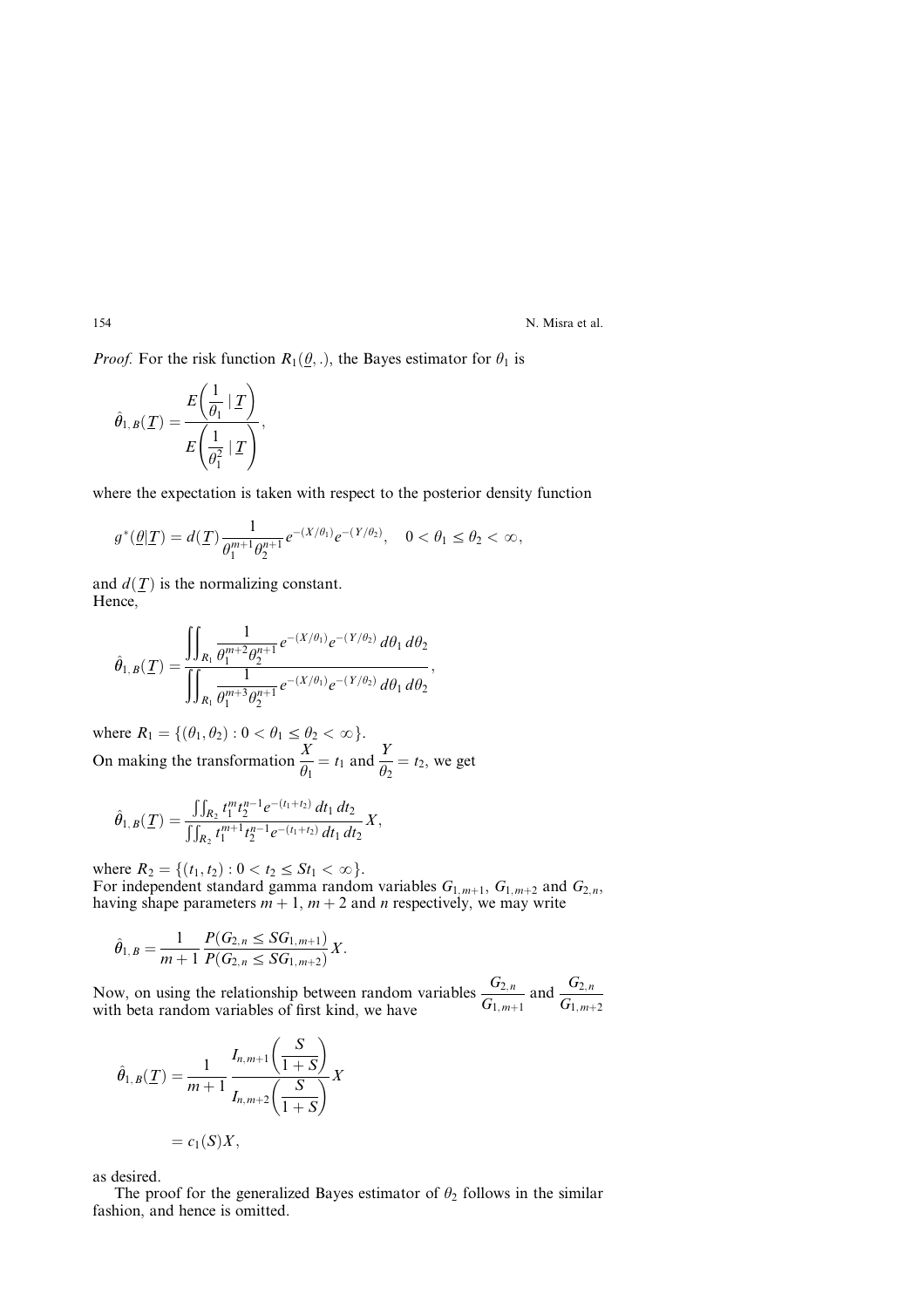*Proof.* For the risk function $R_1(\underline{\theta}, .)$, the Bayes estimator for $\theta_1$ is

$$\hat{\theta}_{1,B}(\underline{T}) = \frac{E\left(\dfrac{1}{\theta_1} \mid \underline{T}\right)}{E\left(\dfrac{1}{\theta_1^2} \mid \underline{T}\right)},$$

where the expectation is taken with respect to the posterior density function

$$g^*(\underline{\theta}|\underline{T}) = d(\underline{T}) \frac{1}{\theta_1^{m+1}\theta_2^{n+1}} e^{-(X/\theta_1)} e^{-(Y/\theta_2)}, \quad 0 < \theta_1 \leq \theta_2 < \infty,$$

and $d(\underline{T})$ is the normalizing constant.
Hence,

$$\hat{\theta}_{1,B}(\underline{T}) = \frac{\displaystyle\iint_{R_1} \frac{1}{\theta_1^{m+2}\theta_2^{n+1}} e^{-(X/\theta_1)} e^{-(Y/\theta_2)} \, d\theta_1 \, d\theta_2}{\displaystyle\iint_{R_1} \frac{1}{\theta_1^{m+3}\theta_2^{n+1}} e^{-(X/\theta_1)} e^{-(Y/\theta_2)} \, d\theta_1 \, d\theta_2},$$

where $R_1 = \{(\theta_1, \theta_2) : 0 < \theta_1 \leq \theta_2 < \infty\}$.
On making the transformation $\dfrac{X}{\theta_1} = t_1$ and $\dfrac{Y}{\theta_2} = t_2$, we get

$$\hat{\theta}_{1,B}(\underline{T}) = \frac{\iint_{R_2} t_1^m t_2^{n-1} e^{-(t_1+t_2)} \, dt_1 \, dt_2}{\iint_{R_2} t_1^{m+1} t_2^{n-1} e^{-(t_1+t_2)} \, dt_1 \, dt_2} X,$$

where $R_2 = \{(t_1, t_2) : 0 < t_2 \leq St_1 < \infty\}$.
For independent standard gamma random variables $G_{1,m+1}$, $G_{1,m+2}$ and $G_{2,n}$, having shape parameters $m+1$, $m+2$ and $n$ respectively, we may write

$$\hat{\theta}_{1,B} = \frac{1}{m+1} \frac{P(G_{2,n} \leq SG_{1,m+1})}{P(G_{2,n} \leq SG_{1,m+2})} X.$$

Now, on using the relationship between random variables $\dfrac{G_{2,n}}{G_{1,m+1}}$ and $\dfrac{G_{2,n}}{G_{1,m+2}}$ with beta random variables of first kind, we have

$$\hat{\theta}_{1,B}(\underline{T}) = \frac{1}{m+1} \frac{I_{n,m+1}\left(\dfrac{S}{1+S}\right)}{I_{n,m+2}\left(\dfrac{S}{1+S}\right)} X$$

$$= c_1(S)X,$$

as desired.

The proof for the generalized Bayes estimator of $\theta_2$ follows in the similar fashion, and hence is omitted.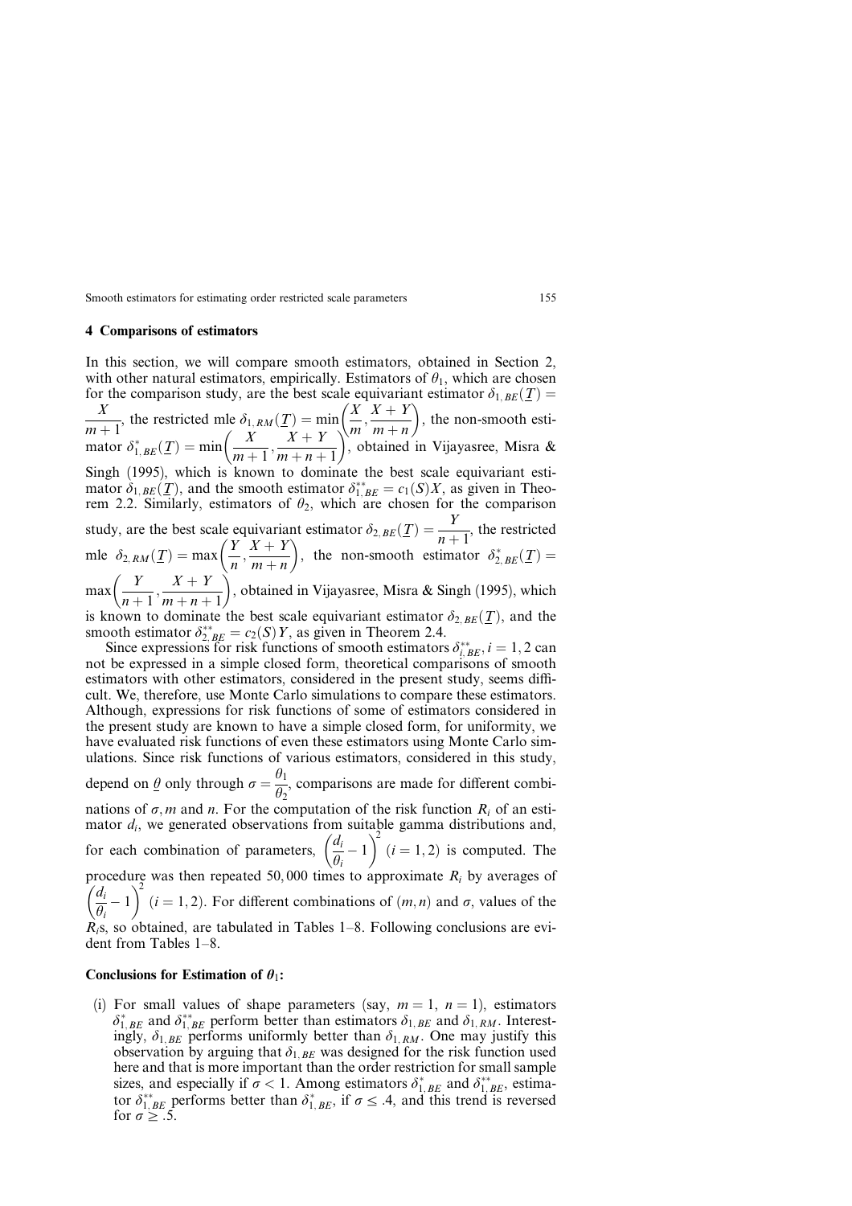## 4 Comparisons of estimators

In this section, we will compare smooth estimators, obtained in Section 2, with other natural estimators, empirically. Estimators of $\theta_1$, which are chosen for the comparison study, are the best scale equivariant estimator $\delta_{1,BE}(\underline{T}) = \dfrac{X}{m+1}$, the restricted mle $\delta_{1,RM}(\underline{T}) = \min\left(\dfrac{X}{m}, \dfrac{X+Y}{m+n}\right)$, the non-smooth estimator $\delta^*_{1,BE}(\underline{T}) = \min\left(\dfrac{X}{m+1}, \dfrac{X+Y}{m+n+1}\right)$, obtained in Vijayasree, Misra & Singh (1995), which is known to dominate the best scale equivariant estimator $\delta_{1,BE}(\underline{T})$, and the smooth estimator $\delta^{**}_{1,BE} = c_1(S)X$, as given in Theorem 2.2. Similarly, estimators of $\theta_2$, which are chosen for the comparison study, are the best scale equivariant estimator $\delta_{2,BE}(\underline{T}) = \dfrac{Y}{n+1}$, the restricted mle $\delta_{2,RM}(\underline{T}) = \max\left(\dfrac{Y}{n}, \dfrac{X+Y}{m+n}\right)$, the non-smooth estimator $\delta^*_{2,BE}(\underline{T}) = \max\left(\dfrac{Y}{n+1}, \dfrac{X+Y}{m+n+1}\right)$, obtained in Vijayasree, Misra & Singh (1995), which is known to dominate the best scale equivariant estimator $\delta_{2,BE}(\underline{T})$, and the smooth estimator $\delta^{**}_{2,BE} = c_2(S)Y$, as given in Theorem 2.4.

Since expressions for risk functions of smooth estimators $\delta^{**}_{i,BE}, i = 1, 2$ can not be expressed in a simple closed form, theoretical comparisons of smooth estimators with other estimators, considered in the present study, seems difficult. We, therefore, use Monte Carlo simulations to compare these estimators. Although, expressions for risk functions of some of estimators considered in the present study are known to have a simple closed form, for uniformity, we have evaluated risk functions of even these estimators using Monte Carlo simulations. Since risk functions of various estimators, considered in this study, depend on $\underline{\theta}$ only through $\sigma = \dfrac{\theta_1}{\theta_2}$, comparisons are made for different combinations of $\sigma, m$ and $n$. For the computation of the risk function $R_i$ of an estimator $d_i$, we generated observations from suitable gamma distributions and, for each combination of parameters, $\left(\dfrac{d_i}{\theta_i} - 1\right)^2$ $(i = 1, 2)$ is computed. The procedure was then repeated 50,000 times to approximate $R_i$ by averages of $\left(\dfrac{d_i}{\theta_i} - 1\right)^2$ $(i = 1, 2)$. For different combinations of $(m, n)$ and $\sigma$, values of the $R_i$s, so obtained, are tabulated in Tables 1–8. Following conclusions are evident from Tables 1–8.

### Conclusions for Estimation of $\theta_1$:

(i) For small values of shape parameters (say, $m = 1,\ n = 1$), estimators $\delta^*_{1,BE}$ and $\delta^{**}_{1,BE}$ perform better than estimators $\delta_{1,BE}$ and $\delta_{1,RM}$. Interestingly, $\delta_{1,BE}$ performs uniformly better than $\delta_{1,RM}$. One may justify this observation by arguing that $\delta_{1,BE}$ was designed for the risk function used here and that is more important than the order restriction for small sample sizes, and especially if $\sigma < 1$. Among estimators $\delta^*_{1,BE}$ and $\delta^{**}_{1,BE}$, estimator $\delta^{**}_{1,BE}$ performs better than $\delta^*_{1,BE}$, if $\sigma \leq .4$, and this trend is reversed for $\sigma \geq .5$.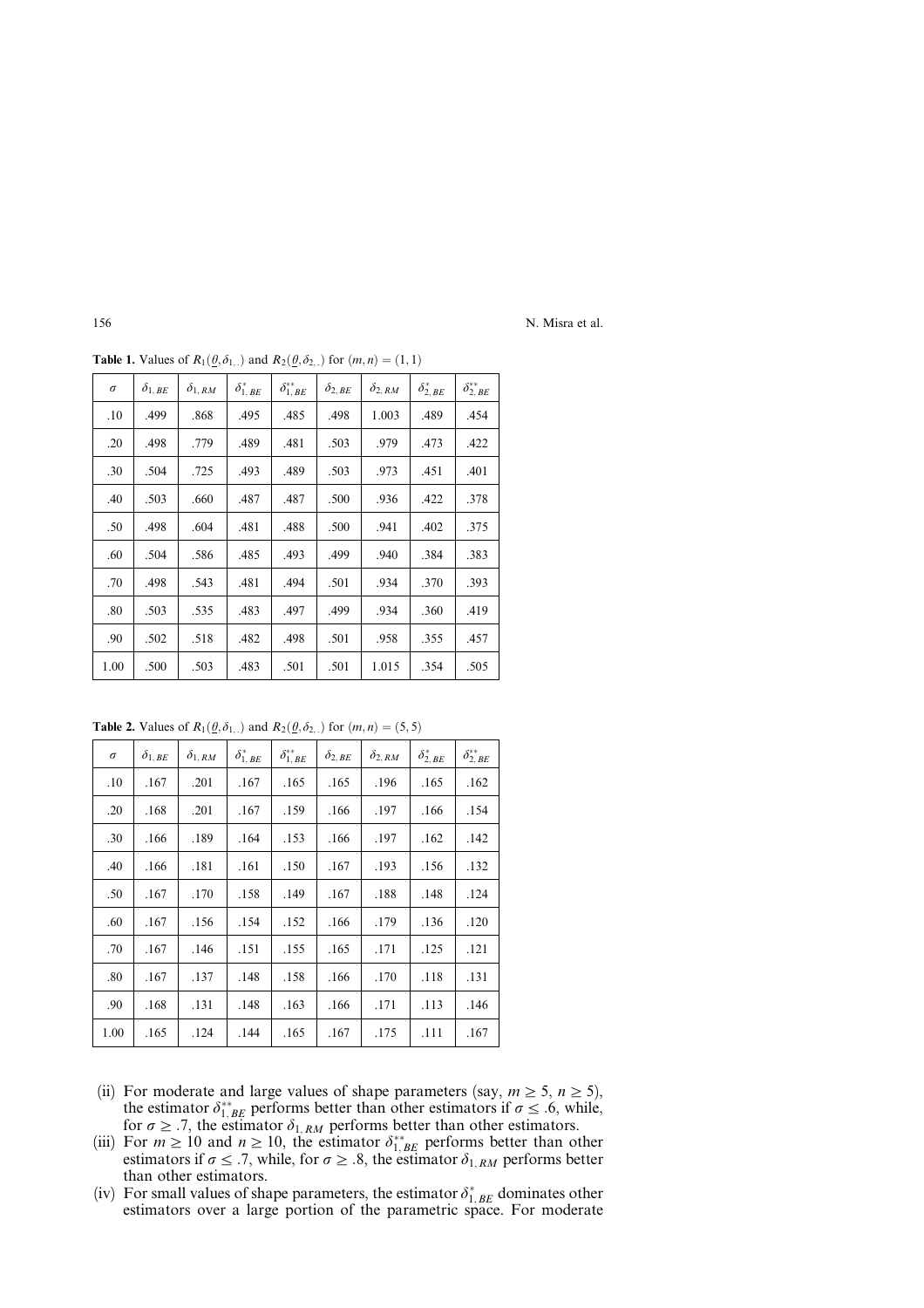**Table 1.** Values of $R_1(\underline{\theta}, \delta_{1,.})$ and $R_2(\underline{\theta}, \delta_{2,.})$ for $(m, n) = (1, 1)$

| $\sigma$ | $\delta_{1,BE}$ | $\delta_{1,RM}$ | $\delta^*_{1,BE}$ | $\delta^{**}_{1,BE}$ | $\delta_{2,BE}$ | $\delta_{2,RM}$ | $\delta^*_{2,BE}$ | $\delta^{**}_{2,BE}$ |
|---|---|---|---|---|---|---|---|---|
| .10 | .499 | .868 | .495 | .485 | .498 | 1.003 | .489 | .454 |
| .20 | .498 | .779 | .489 | .481 | .503 | .979 | .473 | .422 |
| .30 | .504 | .725 | .493 | .489 | .503 | .973 | .451 | .401 |
| .40 | .503 | .660 | .487 | .487 | .500 | .936 | .422 | .378 |
| .50 | .498 | .604 | .481 | .488 | .500 | .941 | .402 | .375 |
| .60 | .504 | .586 | .485 | .493 | .499 | .940 | .384 | .383 |
| .70 | .498 | .543 | .481 | .494 | .501 | .934 | .370 | .393 |
| .80 | .503 | .535 | .483 | .497 | .499 | .934 | .360 | .419 |
| .90 | .502 | .518 | .482 | .498 | .501 | .958 | .355 | .457 |
| 1.00 | .500 | .503 | .483 | .501 | .501 | 1.015 | .354 | .505 |

**Table 2.** Values of $R_1(\underline{\theta}, \delta_{1,.})$ and $R_2(\underline{\theta}, \delta_{2,.})$ for $(m, n) = (5, 5)$

| $\sigma$ | $\delta_{1,BE}$ | $\delta_{1,RM}$ | $\delta^*_{1,BE}$ | $\delta^{**}_{1,BE}$ | $\delta_{2,BE}$ | $\delta_{2,RM}$ | $\delta^*_{2,BE}$ | $\delta^{**}_{2,BE}$ |
|---|---|---|---|---|---|---|---|---|
| .10 | .167 | .201 | .167 | .165 | .165 | .196 | .165 | .162 |
| .20 | .168 | .201 | .167 | .159 | .166 | .197 | .166 | .154 |
| .30 | .166 | .189 | .164 | .153 | .166 | .197 | .162 | .142 |
| .40 | .166 | .181 | .161 | .150 | .167 | .193 | .156 | .132 |
| .50 | .167 | .170 | .158 | .149 | .167 | .188 | .148 | .124 |
| .60 | .167 | .156 | .154 | .152 | .166 | .179 | .136 | .120 |
| .70 | .167 | .146 | .151 | .155 | .165 | .171 | .125 | .121 |
| .80 | .167 | .137 | .148 | .158 | .166 | .170 | .118 | .131 |
| .90 | .168 | .131 | .148 | .163 | .166 | .171 | .113 | .146 |
| 1.00 | .165 | .124 | .144 | .165 | .167 | .175 | .111 | .167 |

(ii) For moderate and large values of shape parameters (say, $m \geq 5$, $n \geq 5$), the estimator $\delta^{**}_{1,BE}$ performs better than other estimators if $\sigma \leq .6$, while, for $\sigma \geq .7$, the estimator $\delta_{1,RM}$ performs better than other estimators.

(iii) For $m \geq 10$ and $n \geq 10$, the estimator $\delta^{**}_{1,BE}$ performs better than other estimators if $\sigma \leq .7$, while, for $\sigma \geq .8$, the estimator $\delta_{1,RM}$ performs better than other estimators.

(iv) For small values of shape parameters, the estimator $\delta^*_{1,BE}$ dominates other estimators over a large portion of the parametric space. For moderate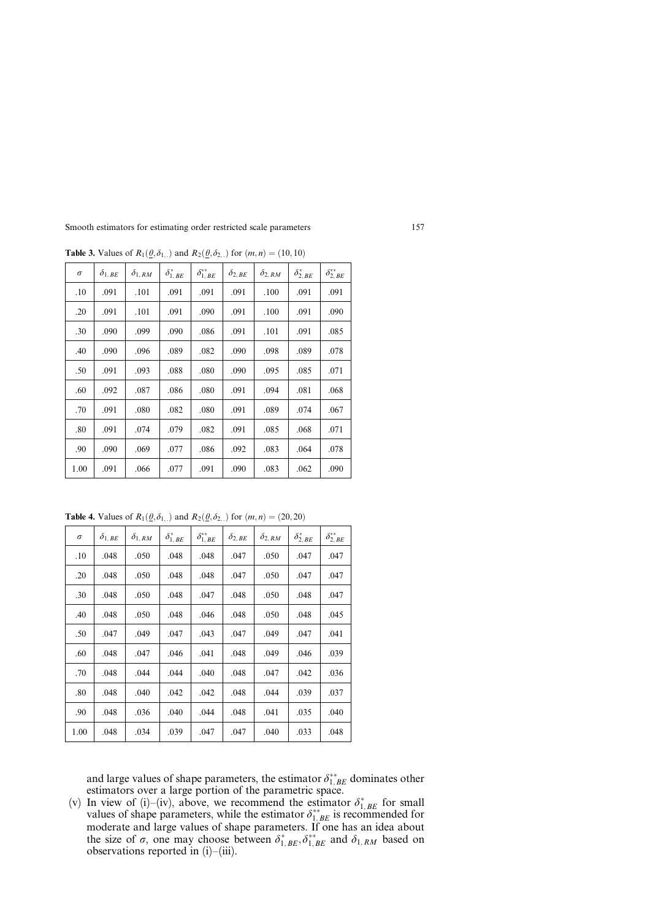**Table 3.** Values of $R_1(\underline{\theta}, \delta_{1,.})$ and $R_2(\underline{\theta}, \delta_{2,.})$ for $(m, n) = (10, 10)$

| $\sigma$ | $\delta_{1,BE}$ | $\delta_{1,RM}$ | $\delta^*_{1,BE}$ | $\delta^{**}_{1,BE}$ | $\delta_{2,BE}$ | $\delta_{2,RM}$ | $\delta^*_{2,BE}$ | $\delta^{**}_{2,BE}$ |
|---|---|---|---|---|---|---|---|---|
| .10 | .091 | .101 | .091 | .091 | .091 | .100 | .091 | .091 |
| .20 | .091 | .101 | .091 | .090 | .091 | .100 | .091 | .090 |
| .30 | .090 | .099 | .090 | .086 | .091 | .101 | .091 | .085 |
| .40 | .090 | .096 | .089 | .082 | .090 | .098 | .089 | .078 |
| .50 | .091 | .093 | .088 | .080 | .090 | .095 | .085 | .071 |
| .60 | .092 | .087 | .086 | .080 | .091 | .094 | .081 | .068 |
| .70 | .091 | .080 | .082 | .080 | .091 | .089 | .074 | .067 |
| .80 | .091 | .074 | .079 | .082 | .091 | .085 | .068 | .071 |
| .90 | .090 | .069 | .077 | .086 | .092 | .083 | .064 | .078 |
| 1.00 | .091 | .066 | .077 | .091 | .090 | .083 | .062 | .090 |

**Table 4.** Values of $R_1(\underline{\theta}, \delta_{1,.})$ and $R_2(\underline{\theta}, \delta_{2,.})$ for $(m, n) = (20, 20)$

| $\sigma$ | $\delta_{1,BE}$ | $\delta_{1,RM}$ | $\delta^*_{1,BE}$ | $\delta^{**}_{1,BE}$ | $\delta_{2,BE}$ | $\delta_{2,RM}$ | $\delta^*_{2,BE}$ | $\delta^{**}_{2,BE}$ |
|---|---|---|---|---|---|---|---|---|
| .10 | .048 | .050 | .048 | .048 | .047 | .050 | .047 | .047 |
| .20 | .048 | .050 | .048 | .048 | .047 | .050 | .047 | .047 |
| .30 | .048 | .050 | .048 | .047 | .048 | .050 | .048 | .047 |
| .40 | .048 | .050 | .048 | .046 | .048 | .050 | .048 | .045 |
| .50 | .047 | .049 | .047 | .043 | .047 | .049 | .047 | .041 |
| .60 | .048 | .047 | .046 | .041 | .048 | .049 | .046 | .039 |
| .70 | .048 | .044 | .044 | .040 | .048 | .047 | .042 | .036 |
| .80 | .048 | .040 | .042 | .042 | .048 | .044 | .039 | .037 |
| .90 | .048 | .036 | .040 | .044 | .048 | .041 | .035 | .040 |
| 1.00 | .048 | .034 | .039 | .047 | .047 | .040 | .033 | .048 |

and large values of shape parameters, the estimator $\delta^{**}_{1,BE}$ dominates other estimators over a large portion of the parametric space.

(v) In view of (i)–(iv), above, we recommend the estimator $\delta^*_{1,BE}$ for small values of shape parameters, while the estimator $\delta^{**}_{1,BE}$ is recommended for moderate and large values of shape parameters. If one has an idea about the size of $\sigma$, one may choose between $\delta^*_{1,BE}, \delta^{**}_{1,BE}$ and $\delta_{1,RM}$ based on observations reported in (i)–(iii).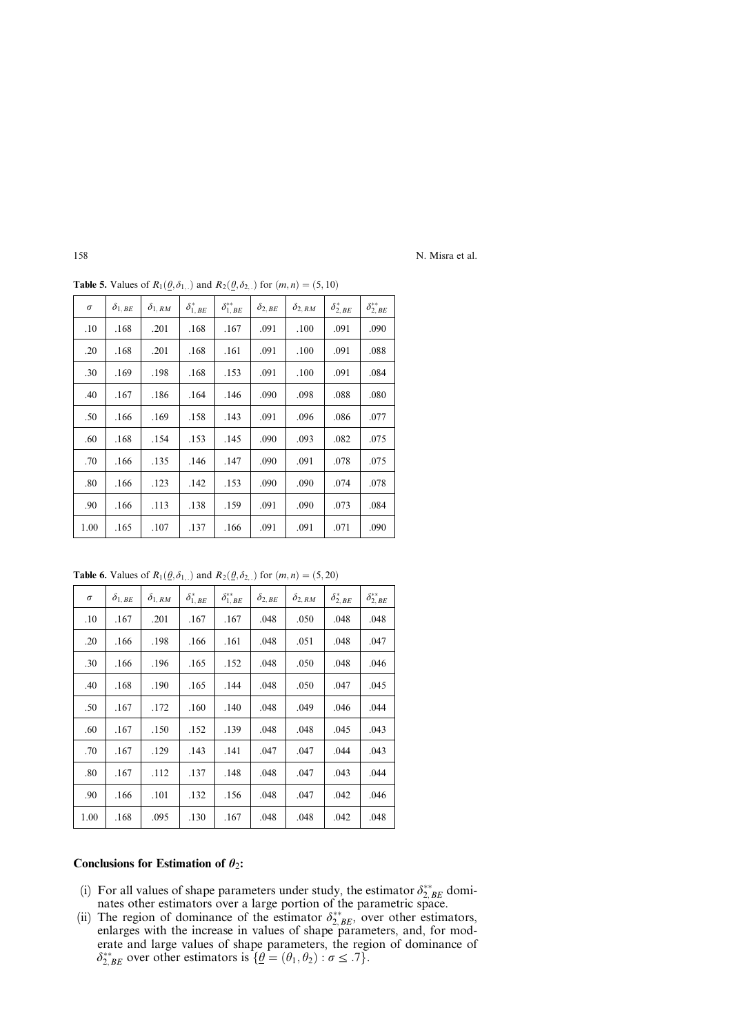**Table 5.** Values of $R_1(\underline{\theta}, \delta_{1,.})$ and $R_2(\underline{\theta}, \delta_{2,.})$ for $(m, n) = (5, 10)$

| $\sigma$ | $\delta_{1,BE}$ | $\delta_{1,RM}$ | $\delta^*_{1,BE}$ | $\delta^{**}_{1,BE}$ | $\delta_{2,BE}$ | $\delta_{2,RM}$ | $\delta^*_{2,BE}$ | $\delta^{**}_{2,BE}$ |
|---|---|---|---|---|---|---|---|---|
| .10 | .168 | .201 | .168 | .167 | .091 | .100 | .091 | .090 |
| .20 | .168 | .201 | .168 | .161 | .091 | .100 | .091 | .088 |
| .30 | .169 | .198 | .168 | .153 | .091 | .100 | .091 | .084 |
| .40 | .167 | .186 | .164 | .146 | .090 | .098 | .088 | .080 |
| .50 | .166 | .169 | .158 | .143 | .091 | .096 | .086 | .077 |
| .60 | .168 | .154 | .153 | .145 | .090 | .093 | .082 | .075 |
| .70 | .166 | .135 | .146 | .147 | .090 | .091 | .078 | .075 |
| .80 | .166 | .123 | .142 | .153 | .090 | .090 | .074 | .078 |
| .90 | .166 | .113 | .138 | .159 | .091 | .090 | .073 | .084 |
| 1.00 | .165 | .107 | .137 | .166 | .091 | .091 | .071 | .090 |

**Table 6.** Values of $R_1(\underline{\theta}, \delta_{1,.})$ and $R_2(\underline{\theta}, \delta_{2,.})$ for $(m, n) = (5, 20)$

| $\sigma$ | $\delta_{1,BE}$ | $\delta_{1,RM}$ | $\delta^*_{1,BE}$ | $\delta^{**}_{1,BE}$ | $\delta_{2,BE}$ | $\delta_{2,RM}$ | $\delta^*_{2,BE}$ | $\delta^{**}_{2,BE}$ |
|---|---|---|---|---|---|---|---|---|
| .10 | .167 | .201 | .167 | .167 | .048 | .050 | .048 | .048 |
| .20 | .166 | .198 | .166 | .161 | .048 | .051 | .048 | .047 |
| .30 | .166 | .196 | .165 | .152 | .048 | .050 | .048 | .046 |
| .40 | .168 | .190 | .165 | .144 | .048 | .050 | .047 | .045 |
| .50 | .167 | .172 | .160 | .140 | .048 | .049 | .046 | .044 |
| .60 | .167 | .150 | .152 | .139 | .048 | .048 | .045 | .043 |
| .70 | .167 | .129 | .143 | .141 | .047 | .047 | .044 | .043 |
| .80 | .167 | .112 | .137 | .148 | .048 | .047 | .043 | .044 |
| .90 | .166 | .101 | .132 | .156 | .048 | .047 | .042 | .046 |
| 1.00 | .168 | .095 | .130 | .167 | .048 | .048 | .042 | .048 |

**Conclusions for Estimation of $\theta_2$:**

(i) For all values of shape parameters under study, the estimator $\delta^{**}_{2,BE}$ dominates other estimators over a large portion of the parametric space.

(ii) The region of dominance of the estimator $\delta^{**}_{2,BE}$, over other estimators, enlarges with the increase in values of shape parameters, and, for moderate and large values of shape parameters, the region of dominance of $\delta^{**}_{2,BE}$ over other estimators is $\{\underline{\theta} = (\theta_1, \theta_2) : \sigma \leq .7\}$.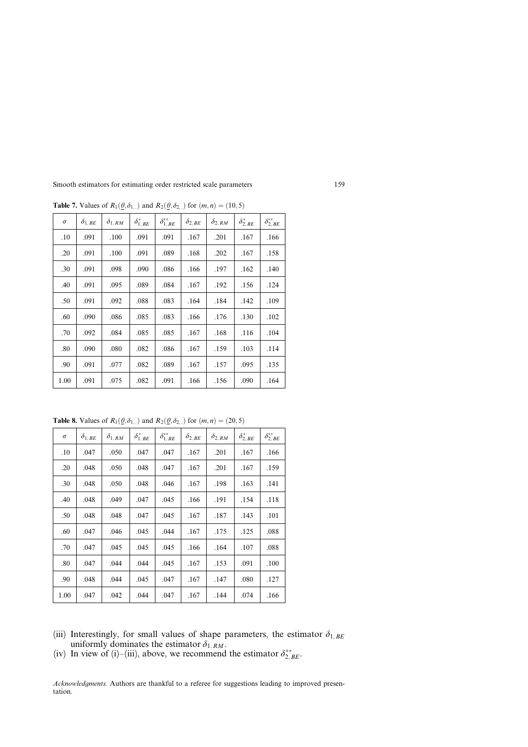**Table 7.** Values of $R_1(\underline{\theta}, \delta_{1,.})$ and $R_2(\underline{\theta}, \delta_{2,.})$ for $(m, n) = (10, 5)$

| $\sigma$ | $\delta_{1,BE}$ | $\delta_{1,RM}$ | $\delta^*_{1,BE}$ | $\delta^{**}_{1,BE}$ | $\delta_{2,BE}$ | $\delta_{2,RM}$ | $\delta^*_{2,BE}$ | $\delta^{**}_{2,BE}$ |
|---|---|---|---|---|---|---|---|---|
| .10 | .091 | .100 | .091 | .091 | .167 | .201 | .167 | .166 |
| .20 | .091 | .100 | .091 | .089 | .168 | .202 | .167 | .158 |
| .30 | .091 | .098 | .090 | .086 | .166 | .197 | .162 | .140 |
| .40 | .091 | .095 | .089 | .084 | .167 | .192 | .156 | .124 |
| .50 | .091 | .092 | .088 | .083 | .164 | .184 | .142 | .109 |
| .60 | .090 | .086 | .085 | .083 | .166 | .176 | .130 | .102 |
| .70 | .092 | .084 | .085 | .085 | .167 | .168 | .116 | .104 |
| .80 | .090 | .080 | .082 | .086 | .167 | .159 | .103 | .114 |
| .90 | .091 | .077 | .082 | .089 | .167 | .157 | .095 | .135 |
| 1.00 | .091 | .075 | .082 | .091 | .166 | .156 | .090 | .164 |

**Table 8.** Values of $R_1(\underline{\theta}, \delta_{1,.})$ and $R_2(\underline{\theta}, \delta_{2,.})$ for $(m, n) = (20, 5)$

| $\sigma$ | $\delta_{1,BE}$ | $\delta_{1,RM}$ | $\delta^*_{1,BE}$ | $\delta^{**}_{1,BE}$ | $\delta_{2,BE}$ | $\delta_{2,RM}$ | $\delta^*_{2,BE}$ | $\delta^{**}_{2,BE}$ |
|---|---|---|---|---|---|---|---|---|
| .10 | .047 | .050 | .047 | .047 | .167 | .201 | .167 | .166 |
| .20 | .048 | .050 | .048 | .047 | .167 | .201 | .167 | .159 |
| .30 | .048 | .050 | .048 | .046 | .167 | .198 | .163 | .141 |
| .40 | .048 | .049 | .047 | .045 | .166 | .191 | .154 | .118 |
| .50 | .048 | .048 | .047 | .045 | .167 | .187 | .143 | .101 |
| .60 | .047 | .046 | .045 | .044 | .167 | .175 | .125 | .088 |
| .70 | .047 | .045 | .045 | .045 | .166 | .164 | .107 | .088 |
| .80 | .047 | .044 | .044 | .045 | .167 | .153 | .091 | .100 |
| .90 | .048 | .044 | .045 | .047 | .167 | .147 | .080 | .127 |
| 1.00 | .047 | .042 | .044 | .047 | .167 | .144 | .074 | .166 |

(iii) Interestingly, for small values of shape parameters, the estimator $\delta_{1,BE}$ uniformly dominates the estimator $\delta_{1,RM}$.

(iv) In view of (i)–(iii), above, we recommend the estimator $\delta^{**}_{2,BE}$.

*Acknowledgments.* Authors are thankful to a referee for suggestions leading to improved presentation.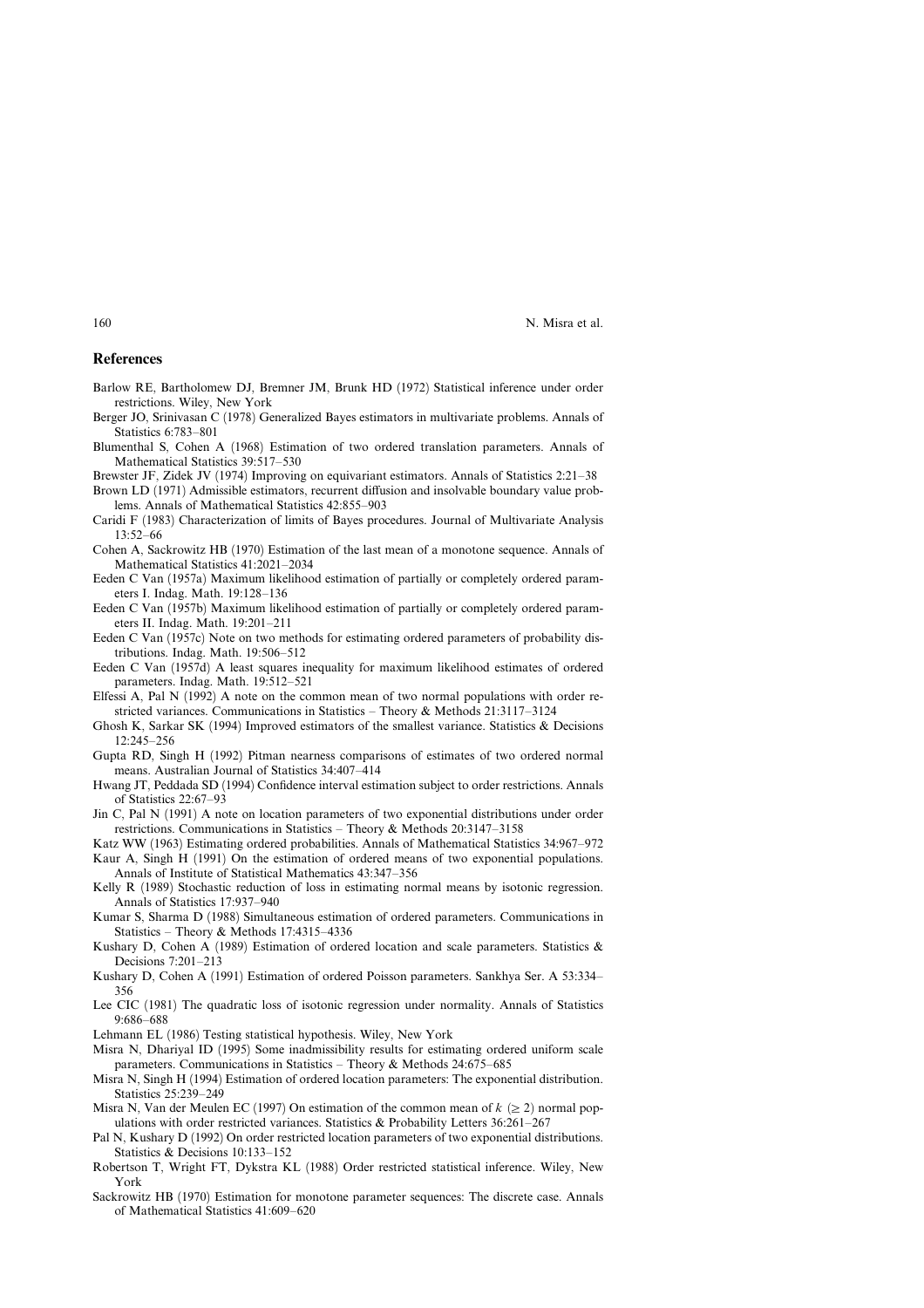## References

Barlow RE, Bartholomew DJ, Bremner JM, Brunk HD (1972) Statistical inference under order restrictions. Wiley, New York

Berger JO, Srinivasan C (1978) Generalized Bayes estimators in multivariate problems. Annals of Statistics 6:783–801

Blumenthal S, Cohen A (1968) Estimation of two ordered translation parameters. Annals of Mathematical Statistics 39:517–530

Brewster JF, Zidek JV (1974) Improving on equivariant estimators. Annals of Statistics 2:21–38

Brown LD (1971) Admissible estimators, recurrent diffusion and insolvable boundary value problems. Annals of Mathematical Statistics 42:855–903

Caridi F (1983) Characterization of limits of Bayes procedures. Journal of Multivariate Analysis 13:52–66

Cohen A, Sackrowitz HB (1970) Estimation of the last mean of a monotone sequence. Annals of Mathematical Statistics 41:2021–2034

Eeden C Van (1957a) Maximum likelihood estimation of partially or completely ordered parameters I. Indag. Math. 19:128–136

Eeden C Van (1957b) Maximum likelihood estimation of partially or completely ordered parameters II. Indag. Math. 19:201–211

Eeden C Van (1957c) Note on two methods for estimating ordered parameters of probability distributions. Indag. Math. 19:506–512

Eeden C Van (1957d) A least squares inequality for maximum likelihood estimates of ordered parameters. Indag. Math. 19:512–521

Elfessi A, Pal N (1992) A note on the common mean of two normal populations with order restricted variances. Communications in Statistics – Theory & Methods 21:3117–3124

Ghosh K, Sarkar SK (1994) Improved estimators of the smallest variance. Statistics & Decisions 12:245–256

Gupta RD, Singh H (1992) Pitman nearness comparisons of estimates of two ordered normal means. Australian Journal of Statistics 34:407–414

Hwang JT, Peddada SD (1994) Confidence interval estimation subject to order restrictions. Annals of Statistics 22:67–93

Jin C, Pal N (1991) A note on location parameters of two exponential distributions under order restrictions. Communications in Statistics – Theory & Methods 20:3147–3158

Katz WW (1963) Estimating ordered probabilities. Annals of Mathematical Statistics 34:967–972

Kaur A, Singh H (1991) On the estimation of ordered means of two exponential populations. Annals of Institute of Statistical Mathematics 43:347–356

Kelly R (1989) Stochastic reduction of loss in estimating normal means by isotonic regression. Annals of Statistics 17:937–940

Kumar S, Sharma D (1988) Simultaneous estimation of ordered parameters. Communications in Statistics – Theory & Methods 17:4315–4336

Kushary D, Cohen A (1989) Estimation of ordered location and scale parameters. Statistics & Decisions 7:201–213

Kushary D, Cohen A (1991) Estimation of ordered Poisson parameters. Sankhya Ser. A 53:334–356

Lee CIC (1981) The quadratic loss of isotonic regression under normality. Annals of Statistics 9:686–688

Lehmann EL (1986) Testing statistical hypothesis. Wiley, New York

Misra N, Dhariyal ID (1995) Some inadmissibility results for estimating ordered uniform scale parameters. Communications in Statistics – Theory & Methods 24:675–685

Misra N, Singh H (1994) Estimation of ordered location parameters: The exponential distribution. Statistics 25:239–249

Misra N, Van der Meulen EC (1997) On estimation of the common mean of $k$ $(\geq 2)$ normal populations with order restricted variances. Statistics & Probability Letters 36:261–267

Pal N, Kushary D (1992) On order restricted location parameters of two exponential distributions. Statistics & Decisions 10:133–152

Robertson T, Wright FT, Dykstra KL (1988) Order restricted statistical inference. Wiley, New York

Sackrowitz HB (1970) Estimation for monotone parameter sequences: The discrete case. Annals of Mathematical Statistics 41:609–620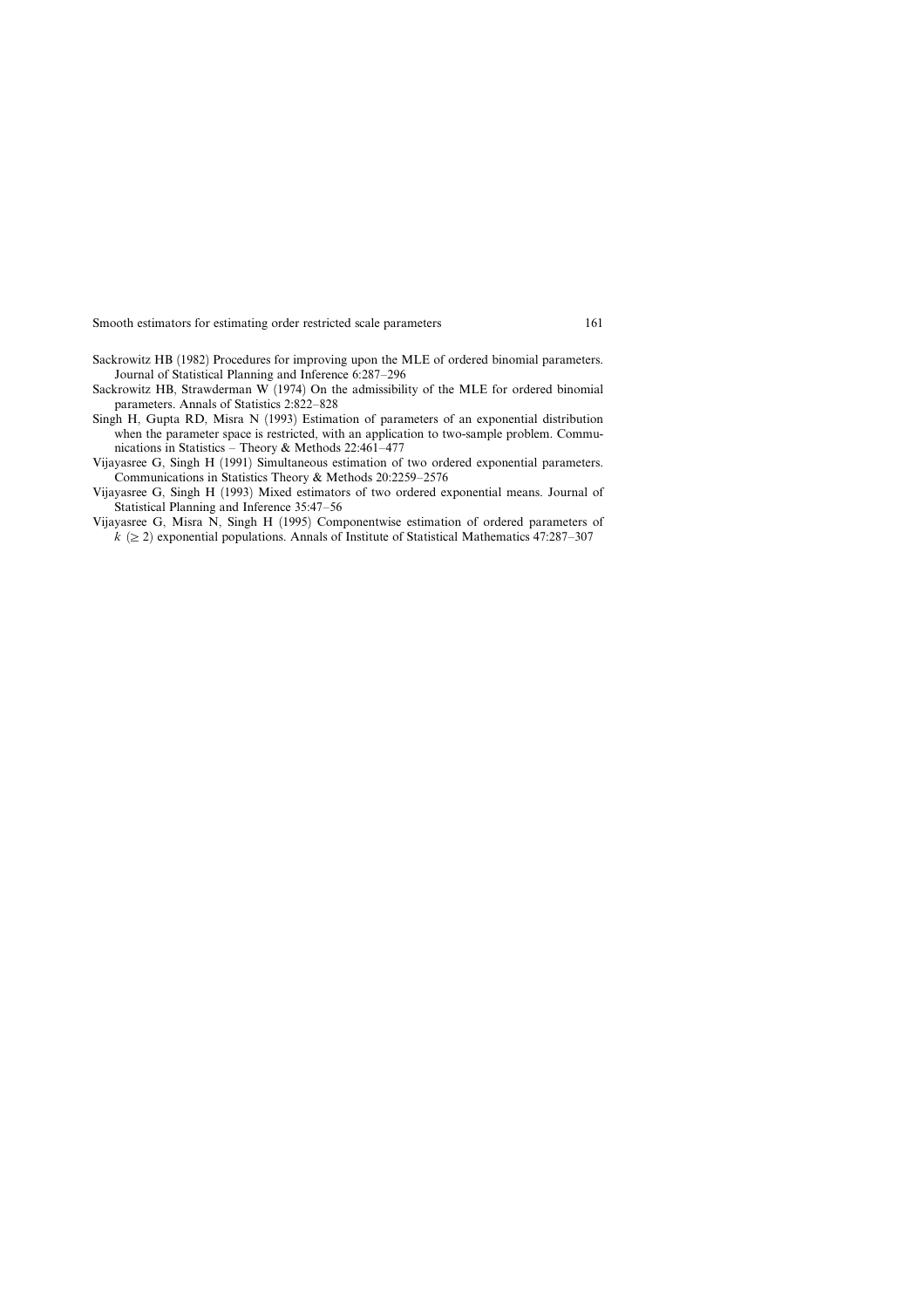Sackrowitz HB (1982) Procedures for improving upon the MLE of ordered binomial parameters. Journal of Statistical Planning and Inference 6:287–296

Sackrowitz HB, Strawderman W (1974) On the admissibility of the MLE for ordered binomial parameters. Annals of Statistics 2:822–828

Singh H, Gupta RD, Misra N (1993) Estimation of parameters of an exponential distribution when the parameter space is restricted, with an application to two-sample problem. Communications in Statistics – Theory & Methods 22:461–477

Vijayasree G, Singh H (1991) Simultaneous estimation of two ordered exponential parameters. Communications in Statistics Theory & Methods 20:2259–2576

Vijayasree G, Singh H (1993) Mixed estimators of two ordered exponential means. Journal of Statistical Planning and Inference 35:47–56

Vijayasree G, Misra N, Singh H (1995) Componentwise estimation of ordered parameters of $k$ $(\geq 2)$ exponential populations. Annals of Institute of Statistical Mathematics 47:287–307